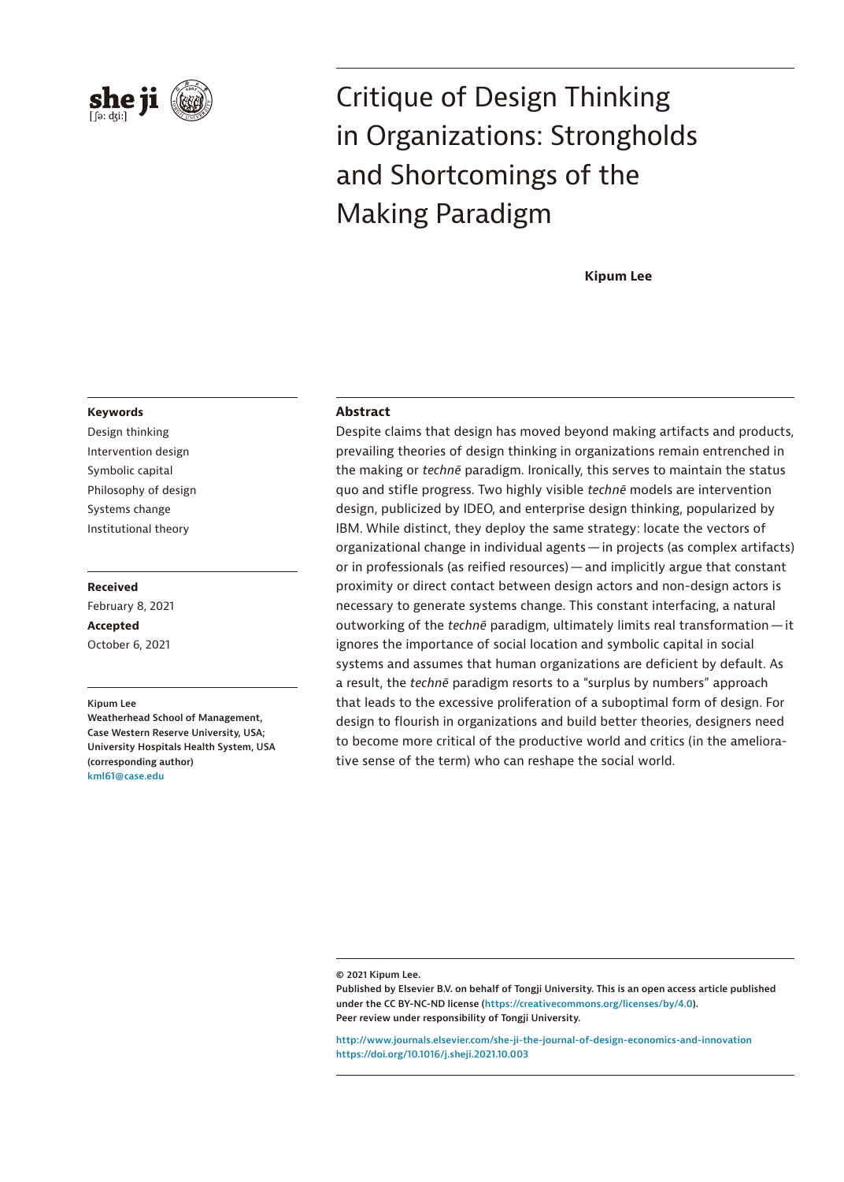# Critique of Design Thinking in Organizations: Strongholds and Shortcomings of the Making Paradigm

**Kipum Lee**

**Keywords**

Design thinking
Intervention design
Symbolic capital
Philosophy of design
Systems change
Institutional theory

**Received**
February 8, 2021

**Accepted**
October 6, 2021

**Kipum Lee**
**Weatherhead School of Management, Case Western Reserve University, USA; University Hospitals Health System, USA (corresponding author)**
kml61@case.edu

## Abstract

Despite claims that design has moved beyond making artifacts and products, prevailing theories of design thinking in organizations remain entrenched in the making or *technē* paradigm. Ironically, this serves to maintain the status quo and stifle progress. Two highly visible *technē* models are intervention design, publicized by IDEO, and enterprise design thinking, popularized by IBM. While distinct, they deploy the same strategy: locate the vectors of organizational change in individual agents — in projects (as complex artifacts) or in professionals (as reified resources) — and implicitly argue that constant proximity or direct contact between design actors and non-design actors is necessary to generate systems change. This constant interfacing, a natural outworking of the *technē* paradigm, ultimately limits real transformation — it ignores the importance of social location and symbolic capital in social systems and assumes that human organizations are deficient by default. As a result, the *technē* paradigm resorts to a "surplus by numbers" approach that leads to the excessive proliferation of a suboptimal form of design. For design to flourish in organizations and build better theories, designers need to become more critical of the productive world and critics (in the ameliorative sense of the term) who can reshape the social world.

© 2021 Kipum Lee.
Published by Elsevier B.V. on behalf of Tongji University. This is an open access article published under the CC BY-NC-ND license (https://creativecommons.org/licenses/by/4.0).
Peer review under responsibility of Tongji University.

http://www.journals.elsevier.com/she-ji-the-journal-of-design-economics-and-innovation
https://doi.org/10.1016/j.sheji.2021.10.003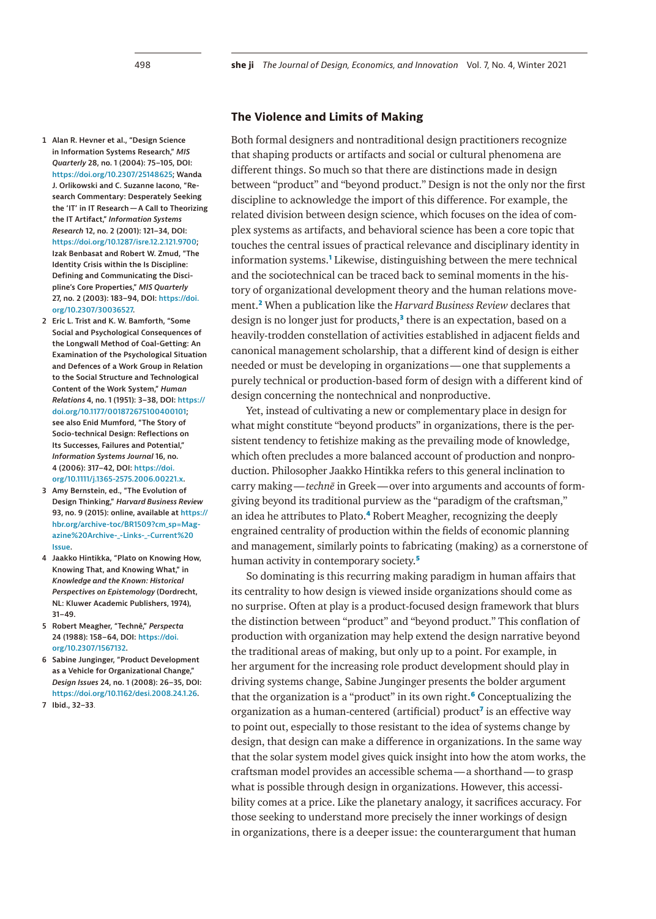## The Violence and Limits of Making

Both formal designers and nontraditional design practitioners recognize that shaping products or artifacts and social or cultural phenomena are different things. So much so that there are distinctions made in design between "product" and "beyond product." Design is not the only nor the first discipline to acknowledge the import of this difference. For example, the related division between design science, which focuses on the idea of complex systems as artifacts, and behavioral science has been a core topic that touches the central issues of practical relevance and disciplinary identity in information systems.[1] Likewise, distinguishing between the mere technical and the sociotechnical can be traced back to seminal moments in the history of organizational development theory and the human relations movement.[2] When a publication like the *Harvard Business Review* declares that design is no longer just for products,[3] there is an expectation, based on a heavily-trodden constellation of activities established in adjacent fields and canonical management scholarship, that a different kind of design is either needed or must be developing in organizations—one that supplements a purely technical or production-based form of design with a different kind of design concerning the nontechnical and nonproductive.

Yet, instead of cultivating a new or complementary place in design for what might constitute "beyond products" in organizations, there is the persistent tendency to fetishize making as the prevailing mode of knowledge, which often precludes a more balanced account of production and nonproduction. Philosopher Jaakko Hintikka refers to this general inclination to carry making—*technē* in Greek—over into arguments and accounts of form-giving beyond its traditional purview as the "paradigm of the craftsman," an idea he attributes to Plato.[4] Robert Meagher, recognizing the deeply engrained centrality of production within the fields of economic planning and management, similarly points to fabricating (making) as a cornerstone of human activity in contemporary society.[5]

So dominating is this recurring making paradigm in human affairs that its centrality to how design is viewed inside organizations should come as no surprise. Often at play is a product-focused design framework that blurs the distinction between "product" and "beyond product." This conflation of production with organization may help extend the design narrative beyond the traditional areas of making, but only up to a point. For example, in her argument for the increasing role product development should play in driving systems change, Sabine Junginger presents the bolder argument that the organization is a "product" in its own right.[6] Conceptualizing the organization as a human-centered (artificial) product[7] is an effective way to point out, especially to those resistant to the idea of systems change by design, that design can make a difference in organizations. In the same way that the solar system model gives quick insight into how the atom works, the craftsman model provides an accessible schema—a shorthand—to grasp what is possible through design in organizations. However, this accessibility comes at a price. Like the planetary analogy, it sacrifices accuracy. For those seeking to understand more precisely the inner workings of design in organizations, there is a deeper issue: the counterargument that human

1. Alan R. Hevner et al., "Design Science in Information Systems Research," *MIS Quarterly* 28, no. 1 (2004): 75–105, DOI: https://doi.org/10.2307/25148625; Wanda J. Orlikowski and C. Suzanne Iacono, "Research Commentary: Desperately Seeking the 'IT' in IT Research—A Call to Theorizing the IT Artifact," *Information Systems Research* 12, no. 2 (2001): 121–34, DOI: https://doi.org/10.1287/isre.12.2.121.9700; Izak Benbasat and Robert W. Zmud, "The Identity Crisis within the Is Discipline: Defining and Communicating the Discipline's Core Properties," *MIS Quarterly* 27, no. 2 (2003): 183–94, DOI: https://doi.org/10.2307/30036527.
2. Eric L. Trist and K. W. Bamforth, "Some Social and Psychological Consequences of the Longwall Method of Coal-Getting: An Examination of the Psychological Situation and Defences of a Work Group in Relation to the Social Structure and Technological Content of the Work System," *Human Relations* 4, no. 1 (1951): 3–38, DOI: https://doi.org/10.1177/001872675100400101; see also Enid Mumford, "The Story of Socio-technical Design: Reflections on Its Successes, Failures and Potential," *Information Systems Journal* 16, no. 4 (2006): 317–42, DOI: https://doi.org/10.1111/j.1365-2575.2006.00221.x.
3. Amy Bernstein, ed., "The Evolution of Design Thinking," *Harvard Business Review* 93, no. 9 (2015): online, available at https://hbr.org/archive-toc/BR1509?cm_sp=Magazine%20Archive-_-Links-_-Current%20Issue.
4. Jaakko Hintikka, "Plato on Knowing How, Knowing That, and Knowing What," in *Knowledge and the Known: Historical Perspectives on Epistemology* (Dordrecht, NL: Kluwer Academic Publishers, 1974), 31–49.
5. Robert Meagher, "Technê," *Perspecta* 24 (1988): 158–64, DOI: https://doi.org/10.2307/1567132.
6. Sabine Junginger, "Product Development as a Vehicle for Organizational Change," *Design Issues* 24, no. 1 (2008): 26–35, DOI: https://doi.org/10.1162/desi.2008.24.1.26.
7. Ibid., 32–33.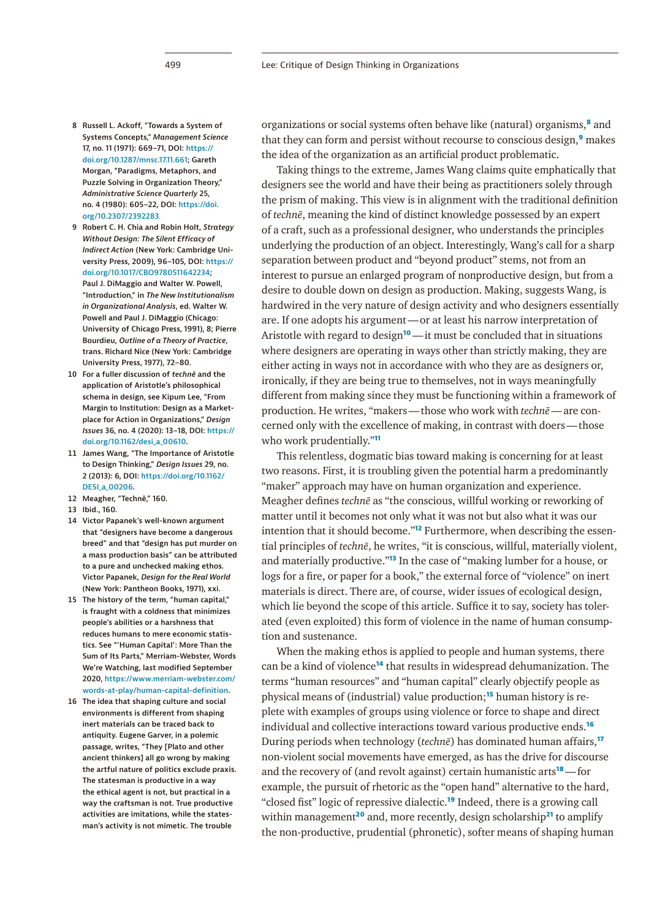organizations or social systems often behave like (natural) organisms,[8] and that they can form and persist without recourse to conscious design,[9] makes the idea of the organization as an artificial product problematic.

Taking things to the extreme, James Wang claims quite emphatically that designers see the world and have their being as practitioners solely through the prism of making. This view is in alignment with the traditional definition of *technē*, meaning the kind of distinct knowledge possessed by an expert of a craft, such as a professional designer, who understands the principles underlying the production of an object. Interestingly, Wang's call for a sharp separation between product and "beyond product" stems, not from an interest to pursue an enlarged program of nonproductive design, but from a desire to double down on design as production. Making, suggests Wang, is hardwired in the very nature of design activity and who designers essentially are. If one adopts his argument—or at least his narrow interpretation of Aristotle with regard to design[10]—it must be concluded that in situations where designers are operating in ways other than strictly making, they are either acting in ways not in accordance with who they are as designers or, ironically, if they are being true to themselves, not in ways meaningfully different from making since they must be functioning within a framework of production. He writes, "makers—those who work with *technē*—are concerned only with the excellence of making, in contrast with doers—those who work prudentially."[11]

This relentless, dogmatic bias toward making is concerning for at least two reasons. First, it is troubling given the potential harm a predominantly "maker" approach may have on human organization and experience. Meagher defines *technē* as "the conscious, willful working or reworking of matter until it becomes not only what it was not but also what it was our intention that it should become."[12] Furthermore, when describing the essential principles of *technē*, he writes, "it is conscious, willful, materially violent, and materially productive."[13] In the case of "making lumber for a house, or logs for a fire, or paper for a book," the external force of "violence" on inert materials is direct. There are, of course, wider issues of ecological design, which lie beyond the scope of this article. Suffice it to say, society has tolerated (even exploited) this form of violence in the name of human consumption and sustenance.

When the making ethos is applied to people and human systems, there can be a kind of violence[14] that results in widespread dehumanization. The terms "human resources" and "human capital" clearly objectify people as physical means of (industrial) value production;[15] human history is replete with examples of groups using violence or force to shape and direct individual and collective interactions toward various productive ends.[16] During periods when technology (*technē*) has dominated human affairs,[17] non-violent social movements have emerged, as has the drive for discourse and the recovery of (and revolt against) certain humanistic arts[18]—for example, the pursuit of rhetoric as the "open hand" alternative to the hard, "closed fist" logic of repressive dialectic.[19] Indeed, there is a growing call within management[20] and, more recently, design scholarship[21] to amplify the non-productive, prudential (phronetic), softer means of shaping human

8 Russell L. Ackoff, "Towards a System of Systems Concepts," *Management Science* 17, no. 11 (1971): 669–71, DOI: https://doi.org/10.1287/mnsc.17.11.661; Gareth Morgan, "Paradigms, Metaphors, and Puzzle Solving in Organization Theory," *Administrative Science Quarterly* 25, no. 4 (1980): 605–22, DOI: https://doi.org/10.2307/2392283.

9 Robert C. H. Chia and Robin Holt, *Strategy Without Design: The Silent Efficacy of Indirect Action* (New York: Cambridge University Press, 2009), 96–105, DOI: https://doi.org/10.1017/CBO9780511642234; Paul J. DiMaggio and Walter W. Powell, "Introduction," in *The New Institutionalism in Organizational Analysis*, ed. Walter W. Powell and Paul J. DiMaggio (Chicago: University of Chicago Press, 1991), 8; Pierre Bourdieu, *Outline of a Theory of Practice*, trans. Richard Nice (New York: Cambridge University Press, 1977), 72–80.

10 For a fuller discussion of *technē* and the application of Aristotle's philosophical schema in design, see Kipum Lee, "From Margin to Institution: Design as a Marketplace for Action in Organizations," *Design Issues* 36, no. 4 (2020): 13–18, DOI: https://doi.org/10.1162/desi_a_00610.

11 James Wang, "The Importance of Aristotle to Design Thinking," *Design Issues* 29, no. 2 (2013): 6, DOI: https://doi.org/10.1162/DESI_a_00206.

12 Meagher, "Technê," 160.

13 Ibid., 160.

14 Victor Papanek's well-known argument that "designers have become a dangerous breed" and that "design has put murder on a mass production basis" can be attributed to a pure and unchecked making ethos. Victor Papanek, *Design for the Real World* (New York: Pantheon Books, 1971), xxi.

15 The history of the term, "human capital," is fraught with a coldness that minimizes people's abilities or a harshness that reduces humans to mere economic statistics. See "'Human Capital': More Than the Sum of Its Parts," Merriam-Webster, Words We're Watching, last modified September 2020, https://www.merriam-webster.com/words-at-play/human-capital-definition.

16 The idea that shaping culture and social environments is different from shaping inert materials can be traced back to antiquity. Eugene Garver, in a polemic passage, writes, "They [Plato and other ancient thinkers] all go wrong by making the artful nature of politics exclude praxis. The statesman is productive in a way the ethical agent is not, but practical in a way the craftsman is not. True productive activities are imitations, while the statesman's activity is not mimetic. The trouble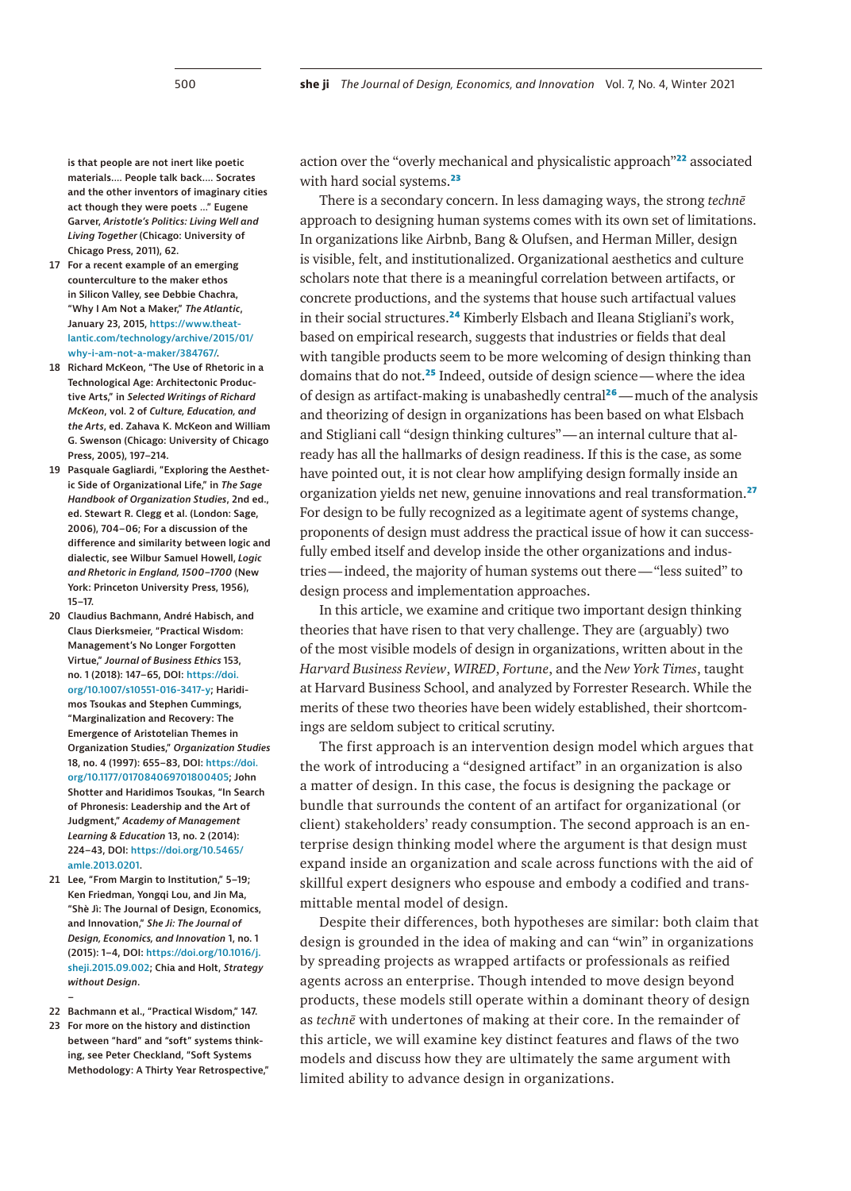action over the "overly mechanical and physicalistic approach"[22] associated with hard social systems.[23]

There is a secondary concern. In less damaging ways, the strong *technē* approach to designing human systems comes with its own set of limitations. In organizations like Airbnb, Bang & Olufsen, and Herman Miller, design is visible, felt, and institutionalized. Organizational aesthetics and culture scholars note that there is a meaningful correlation between artifacts, or concrete productions, and the systems that house such artifactual values in their social structures.[24] Kimberly Elsbach and Ileana Stigliani's work, based on empirical research, suggests that industries or fields that deal with tangible products seem to be more welcoming of design thinking than domains that do not.[25] Indeed, outside of design science—where the idea of design as artifact-making is unabashedly central[26]—much of the analysis and theorizing of design in organizations has been based on what Elsbach and Stigliani call "design thinking cultures"—an internal culture that already has all the hallmarks of design readiness. If this is the case, as some have pointed out, it is not clear how amplifying design formally inside an organization yields net new, genuine innovations and real transformation.[27] For design to be fully recognized as a legitimate agent of systems change, proponents of design must address the practical issue of how it can successfully embed itself and develop inside the other organizations and industries—indeed, the majority of human systems out there—"less suited" to design process and implementation approaches.

In this article, we examine and critique two important design thinking theories that have risen to that very challenge. They are (arguably) two of the most visible models of design in organizations, written about in the *Harvard Business Review*, *WIRED*, *Fortune*, and the *New York Times*, taught at Harvard Business School, and analyzed by Forrester Research. While the merits of these two theories have been widely established, their shortcomings are seldom subject to critical scrutiny.

The first approach is an intervention design model which argues that the work of introducing a "designed artifact" in an organization is also a matter of design. In this case, the focus is designing the package or bundle that surrounds the content of an artifact for organizational (or client) stakeholders' ready consumption. The second approach is an enterprise design thinking model where the argument is that design must expand inside an organization and scale across functions with the aid of skillful expert designers who espouse and embody a codified and transmittable mental model of design.

Despite their differences, both hypotheses are similar: both claim that design is grounded in the idea of making and can "win" in organizations by spreading projects as wrapped artifacts or professionals as reified agents across an enterprise. Though intended to move design beyond products, these models still operate within a dominant theory of design as *technē* with undertones of making at their core. In the remainder of this article, we will examine key distinct features and flaws of the two models and discuss how they are ultimately the same argument with limited ability to advance design in organizations.

---

is that people are not inert like poetic materials.... People talk back.... Socrates and the other inventors of imaginary cities act though they were poets ..." Eugene Garver, *Aristotle's Politics: Living Well and Living Together* (Chicago: University of Chicago Press, 2011), 62.

17 For a recent example of an emerging counterculture to the maker ethos in Silicon Valley, see Debbie Chachra, "Why I Am Not a Maker," *The Atlantic*, January 23, 2015, https://www.theatlantic.com/technology/archive/2015/01/why-i-am-not-a-maker/384767/.

18 Richard McKeon, "The Use of Rhetoric in a Technological Age: Architectonic Productive Arts," in *Selected Writings of Richard McKeon*, vol. 2 of *Culture, Education, and the Arts*, ed. Zahava K. McKeon and William G. Swenson (Chicago: University of Chicago Press, 2005), 197–214.

19 Pasquale Gagliardi, "Exploring the Aesthetic Side of Organizational Life," in *The Sage Handbook of Organization Studies*, 2nd ed., ed. Stewart R. Clegg et al. (London: Sage, 2006), 704–06; For a discussion of the difference and similarity between logic and dialectic, see Wilbur Samuel Howell, *Logic and Rhetoric in England, 1500–1700* (New York: Princeton University Press, 1956), 15–17.

20 Claudius Bachmann, André Habisch, and Claus Dierksmeier, "Practical Wisdom: Management's No Longer Forgotten Virtue," *Journal of Business Ethics* 153, no. 1 (2018): 147–65, DOI: https://doi.org/10.1007/s10551-016-3417-y; Haridimos Tsoukas and Stephen Cummings, "Marginalization and Recovery: The Emergence of Aristotelian Themes in Organization Studies," *Organization Studies* 18, no. 4 (1997): 655–83, DOI: https://doi.org/10.1177/017084069701800405; John Shotter and Haridimos Tsoukas, "In Search of Phronesis: Leadership and the Art of Judgment," *Academy of Management Learning & Education* 13, no. 2 (2014): 224–43, DOI: https://doi.org/10.5465/amle.2013.0201.

21 Lee, "From Margin to Institution," 5–19; Ken Friedman, Yongqi Lou, and Jin Ma, "Shè Jì: The Journal of Design, Economics, and Innovation," *She Ji: The Journal of Design, Economics, and Innovation* 1, no. 1 (2015): 1–4, DOI: https://doi.org/10.1016/j.sheji.2015.09.002; Chia and Holt, *Strategy without Design*.

22 Bachmann et al., "Practical Wisdom," 147.

23 For more on the history and distinction between "hard" and "soft" systems thinking, see Peter Checkland, "Soft Systems Methodology: A Thirty Year Retrospective,"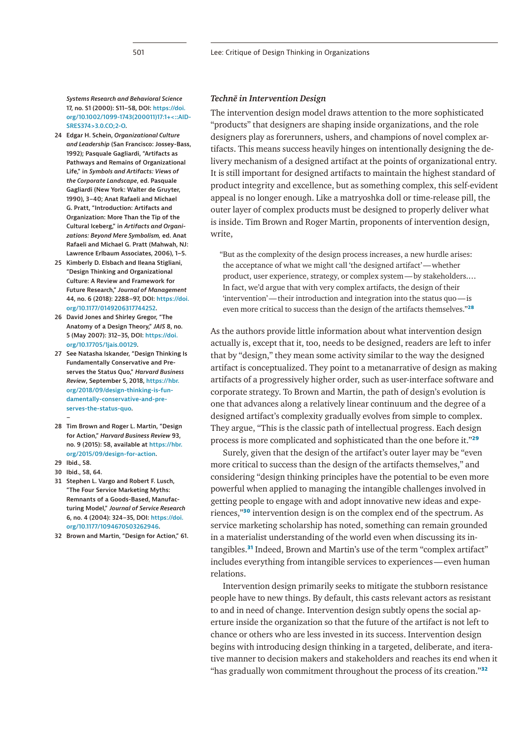### *Technē* in Intervention Design

The intervention design model draws attention to the more sophisticated "products" that designers are shaping inside organizations, and the role designers play as forerunners, ushers, and champions of novel complex artifacts. This means success heavily hinges on intentionally designing the delivery mechanism of a designed artifact at the points of organizational entry. It is still important for designed artifacts to maintain the highest standard of product integrity and excellence, but as something complex, this self-evident appeal is no longer enough. Like a matryoshka doll or time-release pill, the outer layer of complex products must be designed to properly deliver what is inside. Tim Brown and Roger Martin, proponents of intervention design, write,

> "But as the complexity of the design process increases, a new hurdle arises: the acceptance of what we might call 'the designed artifact'—whether product, user experience, strategy, or complex system—by stakeholders.… In fact, we'd argue that with very complex artifacts, the design of their 'intervention'—their introduction and integration into the status quo—is even more critical to success than the design of the artifacts themselves."[28]

As the authors provide little information about what intervention design actually is, except that it, too, needs to be designed, readers are left to infer that by "design," they mean some activity similar to the way the designed artifact is conceptualized. They point to a metanarrative of design as making artifacts of a progressively higher order, such as user-interface software and corporate strategy. To Brown and Martin, the path of design's evolution is one that advances along a relatively linear continuum and the degree of a designed artifact's complexity gradually evolves from simple to complex. They argue, "This is the classic path of intellectual progress. Each design process is more complicated and sophisticated than the one before it."[29]

Surely, given that the design of the artifact's outer layer may be "even more critical to success than the design of the artifacts themselves," and considering "design thinking principles have the potential to be even more powerful when applied to managing the intangible challenges involved in getting people to engage with and adopt innovative new ideas and experiences,"[30] intervention design is on the complex end of the spectrum. As service marketing scholarship has noted, something can remain grounded in a materialist understanding of the world even when discussing its intangibles.[31] Indeed, Brown and Martin's use of the term "complex artifact" includes everything from intangible services to experiences—even human relations.

Intervention design primarily seeks to mitigate the stubborn resistance people have to new things. By default, this casts relevant actors as resistant to and in need of change. Intervention design subtly opens the social aperture inside the organization so that the future of the artifact is not left to chance or others who are less invested in its success. Intervention design begins with introducing design thinking in a targeted, deliberate, and iterative manner to decision makers and stakeholders and reaches its end when it "has gradually won commitment throughout the process of its creation."[32]

---

*Systems Research and Behavioral Science* 17, no. S1 (2000): S11–58, DOI: https://doi.org/10.1002/1099-1743(200011)17:1+<::AID-SRES374>3.0.CO;2-O.

24 Edgar H. Schein, *Organizational Culture and Leadership* (San Francisco: Jossey-Bass, 1992); Pasquale Gagliardi, "Artifacts as Pathways and Remains of Organizational Life," in *Symbols and Artifacts: Views of the Corporate Landscape*, ed. Pasquale Gagliardi (New York: Walter de Gruyter, 1990), 3–40; Anat Rafaeli and Michael G. Pratt, "Introduction: Artifacts and Organization: More Than the Tip of the Cultural Iceberg," in *Artifacts and Organizations: Beyond Mere Symbolism,* ed. Anat Rafaeli and Michael G. Pratt (Mahwah, NJ: Lawrence Erlbaum Associates, 2006), 1–5.

25 Kimberly D. Elsbach and Ileana Stigliani, "Design Thinking and Organizational Culture: A Review and Framework for Future Research," *Journal of Management* 44, no. 6 (2018): 2288–97, DOI: https://doi.org/10.1177/0149206317744252.

26 David Jones and Shirley Gregor, "The Anatomy of a Design Theory," *JAIS* 8, no. 5 (May 2007): 312–35, DOI: https://doi.org/10.17705/1jais.00129.

27 See Natasha Iskander, "Design Thinking Is Fundamentally Conservative and Preserves the Status Quo," *Harvard Business Review*, September 5, 2018, https://hbr.org/2018/09/design-thinking-is-fundamentally-conservative-and-preserves-the-status-quo.

28 Tim Brown and Roger L. Martin, "Design for Action," *Harvard Business Review* 93, no. 9 (2015): 58, available at https://hbr.org/2015/09/design-for-action.

29 Ibid., 58.

30 Ibid., 58, 64.

31 Stephen L. Vargo and Robert F. Lusch, "The Four Service Marketing Myths: Remnants of a Goods-Based, Manufacturing Model," *Journal of Service Research* 6, no. 4 (2004): 324–35, DOI: https://doi.org/10.1177/1094670503262946.

32 Brown and Martin, "Design for Action," 61.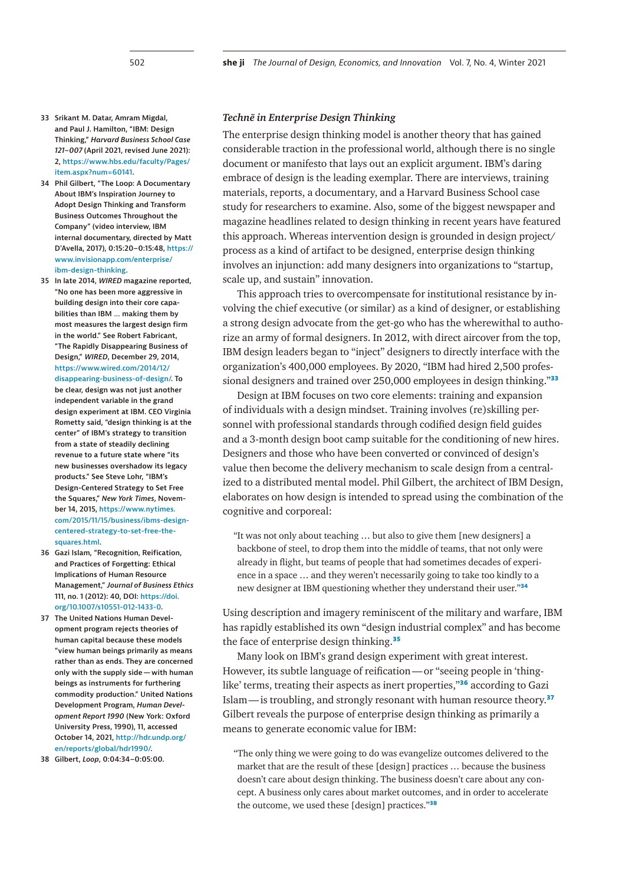### *Technē* in Enterprise Design Thinking

The enterprise design thinking model is another theory that has gained considerable traction in the professional world, although there is no single document or manifesto that lays out an explicit argument. IBM's daring embrace of design is the leading exemplar. There are interviews, training materials, reports, a documentary, and a Harvard Business School case study for researchers to examine. Also, some of the biggest newspaper and magazine headlines related to design thinking in recent years have featured this approach. Whereas intervention design is grounded in design project/process as a kind of artifact to be designed, enterprise design thinking involves an injunction: add many designers into organizations to "startup, scale up, and sustain" innovation.

This approach tries to overcompensate for institutional resistance by involving the chief executive (or similar) as a kind of designer, or establishing a strong design advocate from the get-go who has the wherewithal to authorize an army of formal designers. In 2012, with direct aircover from the top, IBM design leaders began to "inject" designers to directly interface with the organization's 400,000 employees. By 2020, "IBM had hired 2,500 professional designers and trained over 250,000 employees in design thinking."[33]

Design at IBM focuses on two core elements: training and expansion of individuals with a design mindset. Training involves (re)skilling personnel with professional standards through codified design field guides and a 3-month design boot camp suitable for the conditioning of new hires. Designers and those who have been converted or convinced of design's value then become the delivery mechanism to scale design from a centralized to a distributed mental model. Phil Gilbert, the architect of IBM Design, elaborates on how design is intended to spread using the combination of the cognitive and corporeal:

> "It was not only about teaching … but also to give them [new designers] a backbone of steel, to drop them into the middle of teams, that not only were already in flight, but teams of people that had sometimes decades of experience in a space … and they weren't necessarily going to take too kindly to a new designer at IBM questioning whether they understand their user."[34]

Using description and imagery reminiscent of the military and warfare, IBM has rapidly established its own "design industrial complex" and has become the face of enterprise design thinking.[35]

Many look on IBM's grand design experiment with great interest. However, its subtle language of reification—or "seeing people in 'thing-like' terms, treating their aspects as inert properties,"[36] according to Gazi Islam—is troubling, and strongly resonant with human resource theory.[37] Gilbert reveals the purpose of enterprise design thinking as primarily a means to generate economic value for IBM:

> "The only thing we were going to do was evangelize outcomes delivered to the market that are the result of these [design] practices … because the business doesn't care about design thinking. The business doesn't care about any concept. A business only cares about market outcomes, and in order to accelerate the outcome, we used these [design] practices."[38]

---

33 Srikant M. Datar, Amram Migdal, and Paul J. Hamilton, "IBM: Design Thinking," *Harvard Business School Case 121–007* (April 2021, revised June 2021): 2, https://www.hbs.edu/faculty/Pages/item.aspx?num=60141.

34 Phil Gilbert, "The Loop: A Documentary About IBM's Inspiration Journey to Adopt Design Thinking and Transform Business Outcomes Throughout the Company" (video interview, IBM internal documentary, directed by Matt D'Avella, 2017), 0:15:20–0:15:48, https://www.invisionapp.com/enterprise/ibm-design-thinking.

35 In late 2014, *WIRED* magazine reported, "No one has been more aggressive in building design into their core capabilities than IBM … making them by most measures the largest design firm in the world." See Robert Fabricant, "The Rapidly Disappearing Business of Design," *WIRED*, December 29, 2014, https://www.wired.com/2014/12/disappearing-business-of-design/. To be clear, design was not just another independent variable in the grand design experiment at IBM. CEO Virginia Rometty said, "design thinking is at the center" of IBM's strategy to transition from a state of steadily declining revenue to a future state where "its new businesses overshadow its legacy products." See Steve Lohr, "IBM's Design-Centered Strategy to Set Free the Squares," *New York Times*, November 14, 2015, https://www.nytimes.com/2015/11/15/business/ibms-design-centered-strategy-to-set-free-the-squares.html.

36 Gazi Islam, "Recognition, Reification, and Practices of Forgetting: Ethical Implications of Human Resource Management," *Journal of Business Ethics* 111, no. 1 (2012): 40, DOI: https://doi.org/10.1007/s10551-012-1433-0.

37 The United Nations Human Development program rejects theories of human capital because these models "view human beings primarily as means rather than as ends. They are concerned only with the supply side—with human beings as instruments for furthering commodity production." United Nations Development Program, *Human Development Report 1990* (New York: Oxford University Press, 1990), 11, accessed October 14, 2021, http://hdr.undp.org/en/reports/global/hdr1990/.

38 Gilbert, *Loop*, 0:04:34–0:05:00.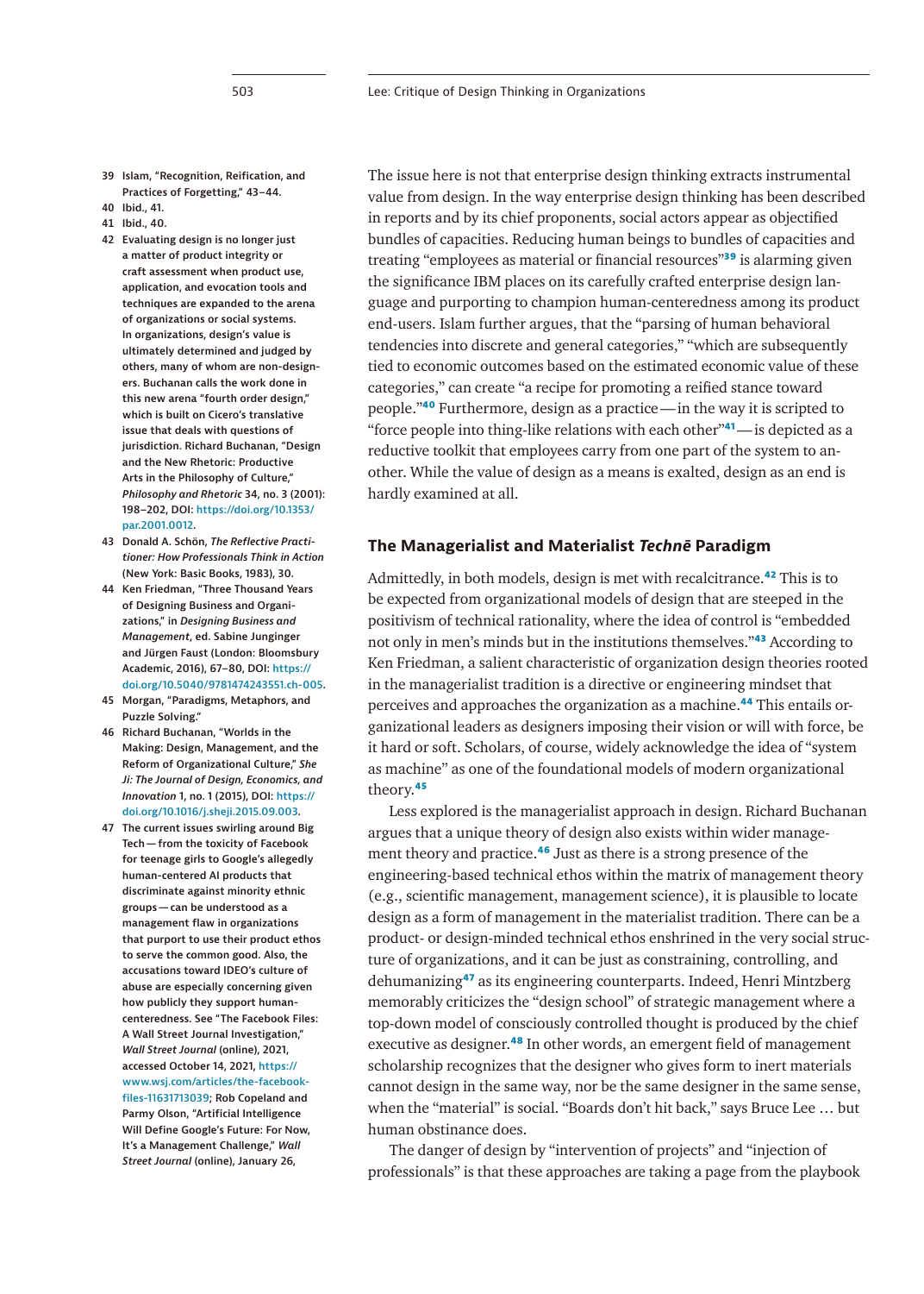The issue here is not that enterprise design thinking extracts instrumental value from design. In the way enterprise design thinking has been described in reports and by its chief proponents, social actors appear as objectified bundles of capacities. Reducing human beings to bundles of capacities and treating "employees as material or financial resources"[39] is alarming given the significance IBM places on its carefully crafted enterprise design language and purporting to champion human-centeredness among its product end-users. Islam further argues, that the "parsing of human behavioral tendencies into discrete and general categories," "which are subsequently tied to economic outcomes based on the estimated economic value of these categories," can create "a recipe for promoting a reified stance toward people."[40] Furthermore, design as a practice—in the way it is scripted to "force people into thing-like relations with each other"[41]—is depicted as a reductive toolkit that employees carry from one part of the system to another. While the value of design as a means is exalted, design as an end is hardly examined at all.

## The Managerialist and Materialist *Technē* Paradigm

Admittedly, in both models, design is met with recalcitrance.[42] This is to be expected from organizational models of design that are steeped in the positivism of technical rationality, where the idea of control is "embedded not only in men's minds but in the institutions themselves."[43] According to Ken Friedman, a salient characteristic of organization design theories rooted in the managerialist tradition is a directive or engineering mindset that perceives and approaches the organization as a machine.[44] This entails organizational leaders as designers imposing their vision or will with force, be it hard or soft. Scholars, of course, widely acknowledge the idea of "system as machine" as one of the foundational models of modern organizational theory.[45]

Less explored is the managerialist approach in design. Richard Buchanan argues that a unique theory of design also exists within wider management theory and practice.[46] Just as there is a strong presence of the engineering-based technical ethos within the matrix of management theory (e.g., scientific management, management science), it is plausible to locate design as a form of management in the materialist tradition. There can be a product- or design-minded technical ethos enshrined in the very social structure of organizations, and it can be just as constraining, controlling, and dehumanizing[47] as its engineering counterparts. Indeed, Henri Mintzberg memorably criticizes the "design school" of strategic management where a top-down model of consciously controlled thought is produced by the chief executive as designer.[48] In other words, an emergent field of management scholarship recognizes that the designer who gives form to inert materials cannot design in the same way, nor be the same designer in the same sense, when the "material" is social. "Boards don't hit back," says Bruce Lee … but human obstinance does.

The danger of design by "intervention of projects" and "injection of professionals" is that these approaches are taking a page from the playbook

---

39 Islam, "Recognition, Reification, and Practices of Forgetting," 43–44.

40 Ibid., 41.

41 Ibid., 40.

42 Evaluating design is no longer just a matter of product integrity or craft assessment when product use, application, and evocation tools and techniques are expanded to the arena of organizations or social systems. In organizations, design's value is ultimately determined and judged by others, many of whom are non-designers. Buchanan calls the work done in this new arena "fourth order design," which is built on Cicero's translative issue that deals with questions of jurisdiction. Richard Buchanan, "Design and the New Rhetoric: Productive Arts in the Philosophy of Culture," *Philosophy and Rhetoric* 34, no. 3 (2001): 198–202, DOI: https://doi.org/10.1353/par.2001.0012.

43 Donald A. Schön, *The Reflective Practitioner: How Professionals Think in Action* (New York: Basic Books, 1983), 30.

44 Ken Friedman, "Three Thousand Years of Designing Business and Organizations," in *Designing Business and Management*, ed. Sabine Junginger and Jürgen Faust (London: Bloomsbury Academic, 2016), 67–80, DOI: https://doi.org/10.5040/9781474243551.ch-005.

45 Morgan, "Paradigms, Metaphors, and Puzzle Solving."

46 Richard Buchanan, "Worlds in the Making: Design, Management, and the Reform of Organizational Culture," *She Ji: The Journal of Design, Economics, and Innovation* 1, no. 1 (2015), DOI: https://doi.org/10.1016/j.sheji.2015.09.003.

47 The current issues swirling around Big Tech—from the toxicity of Facebook for teenage girls to Google's allegedly human-centered AI products that discriminate against minority ethnic groups—can be understood as a management flaw in organizations that purport to use their product ethos to serve the common good. Also, the accusations toward IDEO's culture of abuse are especially concerning given how publicly they support human-centeredness. See "The Facebook Files: A Wall Street Journal Investigation," *Wall Street Journal* (online), 2021, accessed October 14, 2021, https://www.wsj.com/articles/the-facebook-files-11631713039; Rob Copeland and Parmy Olson, "Artificial Intelligence Will Define Google's Future: For Now, It's a Management Challenge," *Wall Street Journal* (online), January 26,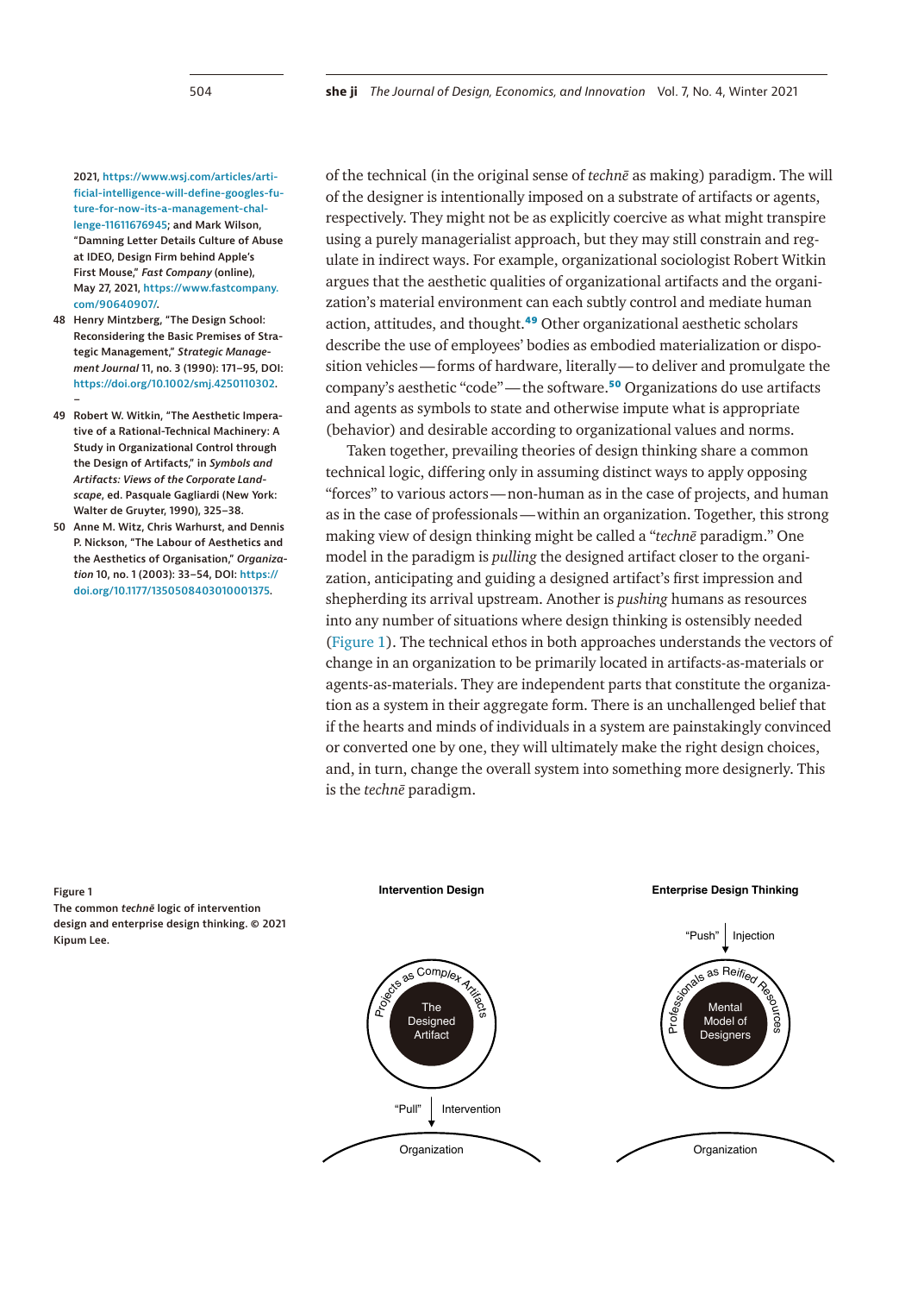of the technical (in the original sense of *technē* as making) paradigm. The will of the designer is intentionally imposed on a substrate of artifacts or agents, respectively. They might not be as explicitly coercive as what might transpire using a purely managerialist approach, but they may still constrain and regulate in indirect ways. For example, organizational sociologist Robert Witkin argues that the aesthetic qualities of organizational artifacts and the organization's material environment can each subtly control and mediate human action, attitudes, and thought.[49] Other organizational aesthetic scholars describe the use of employees' bodies as embodied materialization or disposition vehicles—forms of hardware, literally—to deliver and promulgate the company's aesthetic "code"—the software.[50] Organizations do use artifacts and agents as symbols to state and otherwise impute what is appropriate (behavior) and desirable according to organizational values and norms.

Taken together, prevailing theories of design thinking share a common technical logic, differing only in assuming distinct ways to apply opposing "forces" to various actors—non-human as in the case of projects, and human as in the case of professionals—within an organization. Together, this strong making view of design thinking might be called a "*technē* paradigm." One model in the paradigm is *pulling* the designed artifact closer to the organization, anticipating and guiding a designed artifact's first impression and shepherding its arrival upstream. Another is *pushing* humans as resources into any number of situations where design thinking is ostensibly needed (Figure 1). The technical ethos in both approaches understands the vectors of change in an organization to be primarily located in artifacts-as-materials or agents-as-materials. They are independent parts that constitute the organization as a system in their aggregate form. There is an unchallenged belief that if the hearts and minds of individuals in a system are painstakingly convinced or converted one by one, they will ultimately make the right design choices, and, in turn, change the overall system into something more designerly. This is the *technē* paradigm.

**Intervention Design** — Projects as Complex Artifacts; The Designed Artifact; "Pull" ↓ Intervention; Organization

**Enterprise Design Thinking** — "Push" ↓ Injection; Professionals as Reified Resources; Mental Model of Designers; Organization

**Figure 1**
The common *technē* logic of intervention design and enterprise design thinking. © 2021 Kipum Lee.

---

2021, https://www.wsj.com/articles/artificial-intelligence-will-define-googles-future-for-now-its-a-management-challenge-11611676945; and Mark Wilson, "Damning Letter Details Culture of Abuse at IDEO, Design Firm behind Apple's First Mouse," *Fast Company* (online), May 27, 2021, https://www.fastcompany.com/90640907/.

48 Henry Mintzberg, "The Design School: Reconsidering the Basic Premises of Strategic Management," *Strategic Management Journal* 11, no. 3 (1990): 171–95, DOI: https://doi.org/10.1002/smj.4250110302.

49 Robert W. Witkin, "The Aesthetic Imperative of a Rational-Technical Machinery: A Study in Organizational Control through the Design of Artifacts," in *Symbols and Artifacts: Views of the Corporate Landscape*, ed. Pasquale Gagliardi (New York: Walter de Gruyter, 1990), 325–38.

50 Anne M. Witz, Chris Warhurst, and Dennis P. Nickson, "The Labour of Aesthetics and the Aesthetics of Organisation," *Organization* 10, no. 1 (2003): 33–54, DOI: https://doi.org/10.1177/1350508403010001375.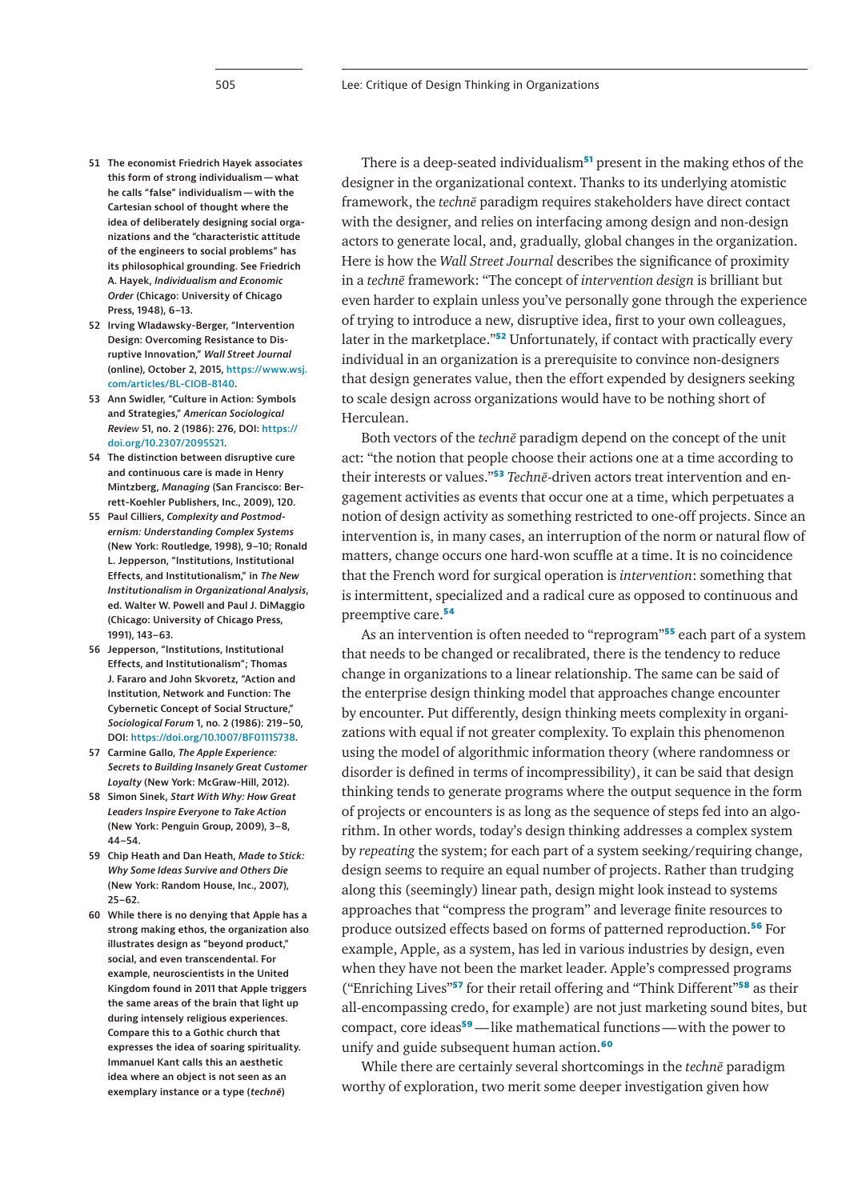There is a deep-seated individualism[51] present in the making ethos of the designer in the organizational context. Thanks to its underlying atomistic framework, the *technē* paradigm requires stakeholders have direct contact with the designer, and relies on interfacing among design and non-design actors to generate local, and, gradually, global changes in the organization. Here is how the *Wall Street Journal* describes the significance of proximity in a *technē* framework: "The concept of *intervention design* is brilliant but even harder to explain unless you've personally gone through the experience of trying to introduce a new, disruptive idea, first to your own colleagues, later in the marketplace."[52] Unfortunately, if contact with practically every individual in an organization is a prerequisite to convince non-designers that design generates value, then the effort expended by designers seeking to scale design across organizations would have to be nothing short of Herculean.

Both vectors of the *technē* paradigm depend on the concept of the unit act: "the notion that people choose their actions one at a time according to their interests or values."[53] *Technē*-driven actors treat intervention and engagement activities as events that occur one at a time, which perpetuates a notion of design activity as something restricted to one-off projects. Since an intervention is, in many cases, an interruption of the norm or natural flow of matters, change occurs one hard-won scuffle at a time. It is no coincidence that the French word for surgical operation is *intervention*: something that is intermittent, specialized and a radical cure as opposed to continuous and preemptive care.[54]

As an intervention is often needed to "reprogram"[55] each part of a system that needs to be changed or recalibrated, there is the tendency to reduce change in organizations to a linear relationship. The same can be said of the enterprise design thinking model that approaches change encounter by encounter. Put differently, design thinking meets complexity in organizations with equal if not greater complexity. To explain this phenomenon using the model of algorithmic information theory (where randomness or disorder is defined in terms of incompressibility), it can be said that design thinking tends to generate programs where the output sequence in the form of projects or encounters is as long as the sequence of steps fed into an algorithm. In other words, today's design thinking addresses a complex system by *repeating* the system; for each part of a system seeking/requiring change, design seems to require an equal number of projects. Rather than trudging along this (seemingly) linear path, design might look instead to systems approaches that "compress the program" and leverage finite resources to produce outsized effects based on forms of patterned reproduction.[56] For example, Apple, as a system, has led in various industries by design, even when they have not been the market leader. Apple's compressed programs ("Enriching Lives"[57] for their retail offering and "Think Different"[58] as their all-encompassing credo, for example) are not just marketing sound bites, but compact, core ideas[59]—like mathematical functions—with the power to unify and guide subsequent human action.[60]

While there are certainly several shortcomings in the *technē* paradigm worthy of exploration, two merit some deeper investigation given how

---

51 The economist Friedrich Hayek associates this form of strong individualism—what he calls "false" individualism—with the Cartesian school of thought where the idea of deliberately designing social organizations and the "characteristic attitude of the engineers to social problems" has its philosophical grounding. See Friedrich A. Hayek, *Individualism and Economic Order* (Chicago: University of Chicago Press, 1948), 6–13.

52 Irving Wladawsky-Berger, "Intervention Design: Overcoming Resistance to Disruptive Innovation," *Wall Street Journal* (online), October 2, 2015, https://www.wsj.com/articles/BL-CIOB-8140.

53 Ann Swidler, "Culture in Action: Symbols and Strategies," *American Sociological Review* 51, no. 2 (1986): 276, DOI: https://doi.org/10.2307/2095521.

54 The distinction between disruptive cure and continuous care is made in Henry Mintzberg, *Managing* (San Francisco: Berrett-Koehler Publishers, Inc., 2009), 120.

55 Paul Cilliers, *Complexity and Postmodernism: Understanding Complex Systems* (New York: Routledge, 1998), 9–10; Ronald L. Jepperson, "Institutions, Institutional Effects, and Institutionalism," in *The New Institutionalism in Organizational Analysis*, ed. Walter W. Powell and Paul J. DiMaggio (Chicago: University of Chicago Press, 1991), 143–63.

56 Jepperson, "Institutions, Institutional Effects, and Institutionalism"; Thomas J. Fararo and John Skvoretz, "Action and Institution, Network and Function: The Cybernetic Concept of Social Structure," *Sociological Forum* 1, no. 2 (1986): 219–50, DOI: https://doi.org/10.1007/BF01115738.

57 Carmine Gallo, *The Apple Experience: Secrets to Building Insanely Great Customer Loyalty* (New York: McGraw-Hill, 2012).

58 Simon Sinek, *Start With Why: How Great Leaders Inspire Everyone to Take Action* (New York: Penguin Group, 2009), 3–8, 44–54.

59 Chip Heath and Dan Heath, *Made to Stick: Why Some Ideas Survive and Others Die* (New York: Random House, Inc., 2007), 25–62.

60 While there is no denying that Apple has a strong making ethos, the organization also illustrates design as "beyond product," social, and even transcendental. For example, neuroscientists in the United Kingdom found in 2011 that Apple triggers the same areas of the brain that light up during intensely religious experiences. Compare this to a Gothic church that expresses the idea of soaring spirituality. Immanuel Kant calls this an aesthetic idea where an object is not seen as an exemplary instance or a type (*technē*)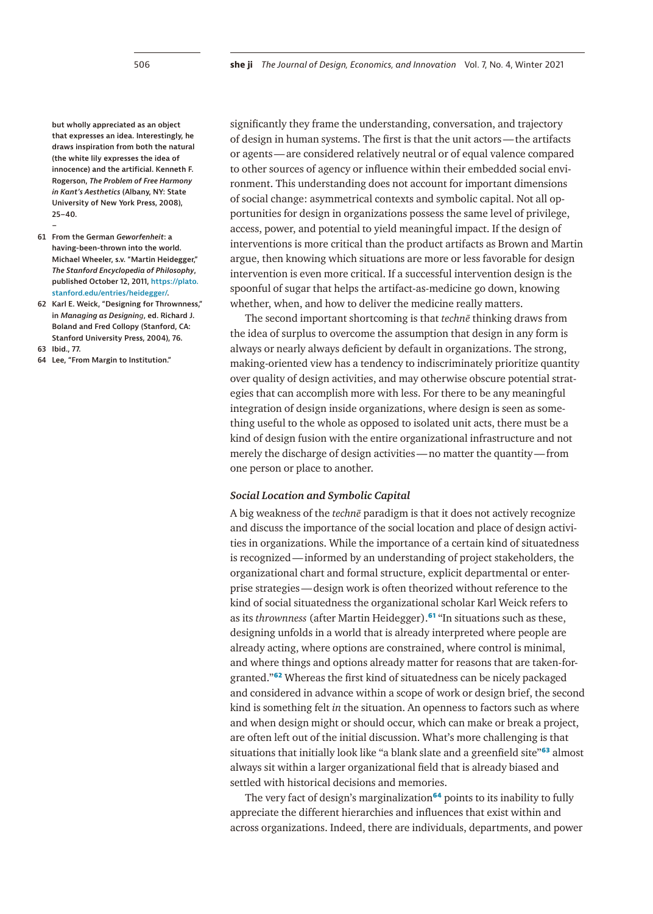significantly they frame the understanding, conversation, and trajectory of design in human systems. The first is that the unit actors — the artifacts or agents — are considered relatively neutral or of equal valence compared to other sources of agency or influence within their embedded social environment. This understanding does not account for important dimensions of social change: asymmetrical contexts and symbolic capital. Not all opportunities for design in organizations possess the same level of privilege, access, power, and potential to yield meaningful impact. If the design of interventions is more critical than the product artifacts as Brown and Martin argue, then knowing which situations are more or less favorable for design intervention is even more critical. If a successful intervention design is the spoonful of sugar that helps the artifact-as-medicine go down, knowing whether, when, and how to deliver the medicine really matters.

The second important shortcoming is that *technē* thinking draws from the idea of surplus to overcome the assumption that design in any form is always or nearly always deficient by default in organizations. The strong, making-oriented view has a tendency to indiscriminately prioritize quantity over quality of design activities, and may otherwise obscure potential strategies that can accomplish more with less. For there to be any meaningful integration of design inside organizations, where design is seen as something useful to the whole as opposed to isolated unit acts, there must be a kind of design fusion with the entire organizational infrastructure and not merely the discharge of design activities — no matter the quantity — from one person or place to another.

### *Social Location and Symbolic Capital*

A big weakness of the *technē* paradigm is that it does not actively recognize and discuss the importance of the social location and place of design activities in organizations. While the importance of a certain kind of situatedness is recognized — informed by an understanding of project stakeholders, the organizational chart and formal structure, explicit departmental or enterprise strategies — design work is often theorized without reference to the kind of social situatedness the organizational scholar Karl Weick refers to as its *thrownness* (after Martin Heidegger).[61] "In situations such as these, designing unfolds in a world that is already interpreted where people are already acting, where options are constrained, where control is minimal, and where things and options already matter for reasons that are taken-for-granted."[62] Whereas the first kind of situatedness can be nicely packaged and considered in advance within a scope of work or design brief, the second kind is something felt *in* the situation. An openness to factors such as where and when design might or should occur, which can make or break a project, are often left out of the initial discussion. What's more challenging is that situations that initially look like "a blank slate and a greenfield site"[63] almost always sit within a larger organizational field that is already biased and settled with historical decisions and memories.

The very fact of design's marginalization[64] points to its inability to fully appreciate the different hierarchies and influences that exist within and across organizations. Indeed, there are individuals, departments, and power

---

but wholly appreciated as an object that expresses an idea. Interestingly, he draws inspiration from both the natural (the white lily expresses the idea of innocence) and the artificial. Kenneth F. Rogerson, *The Problem of Free Harmony in Kant's Aesthetics* (Albany, NY: State University of New York Press, 2008), 25–40.

61 From the German *Geworfenheit*: a having-been-thrown into the world. Michael Wheeler, s.v. "Martin Heidegger," *The Stanford Encyclopedia of Philosophy*, published October 12, 2011, https://plato.stanford.edu/entries/heidegger/.

62 Karl E. Weick, "Designing for Thrownness," in *Managing as Designing*, ed. Richard J. Boland and Fred Collopy (Stanford, CA: Stanford University Press, 2004), 76.

63 Ibid., 77.

64 Lee, "From Margin to Institution."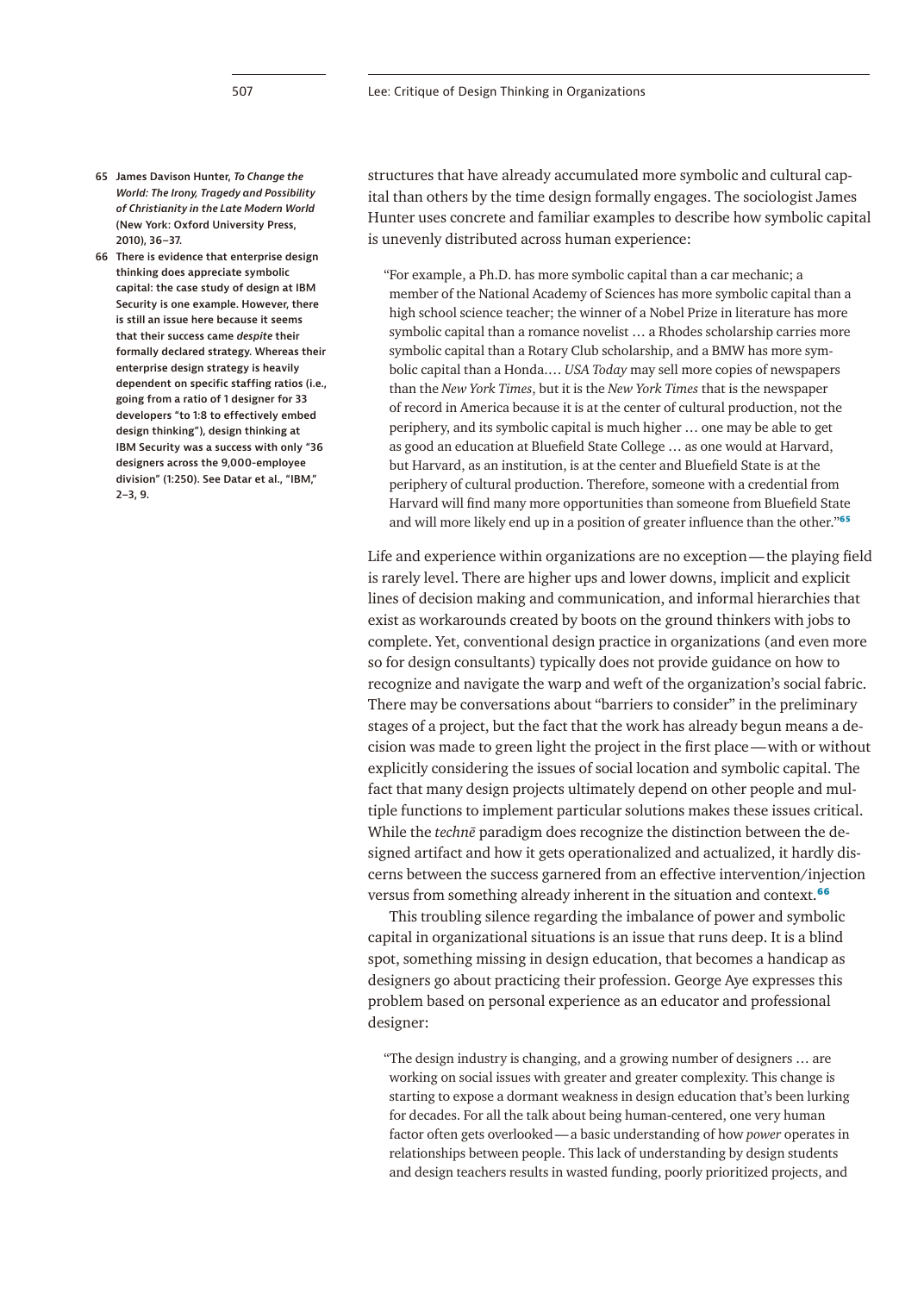structures that have already accumulated more symbolic and cultural capital than others by the time design formally engages. The sociologist James Hunter uses concrete and familiar examples to describe how symbolic capital is unevenly distributed across human experience:

> "For example, a Ph.D. has more symbolic capital than a car mechanic; a member of the National Academy of Sciences has more symbolic capital than a high school science teacher; the winner of a Nobel Prize in literature has more symbolic capital than a romance novelist … a Rhodes scholarship carries more symbolic capital than a Rotary Club scholarship, and a BMW has more symbolic capital than a Honda.… *USA Today* may sell more copies of newspapers than the *New York Times*, but it is the *New York Times* that is the newspaper of record in America because it is at the center of cultural production, not the periphery, and its symbolic capital is much higher … one may be able to get as good an education at Bluefield State College … as one would at Harvard, but Harvard, as an institution, is at the center and Bluefield State is at the periphery of cultural production. Therefore, someone with a credential from Harvard will find many more opportunities than someone from Bluefield State and will more likely end up in a position of greater influence than the other."[65]

Life and experience within organizations are no exception—the playing field is rarely level. There are higher ups and lower downs, implicit and explicit lines of decision making and communication, and informal hierarchies that exist as workarounds created by boots on the ground thinkers with jobs to complete. Yet, conventional design practice in organizations (and even more so for design consultants) typically does not provide guidance on how to recognize and navigate the warp and weft of the organization's social fabric. There may be conversations about "barriers to consider" in the preliminary stages of a project, but the fact that the work has already begun means a decision was made to green light the project in the first place—with or without explicitly considering the issues of social location and symbolic capital. The fact that many design projects ultimately depend on other people and multiple functions to implement particular solutions makes these issues critical. While the *technē* paradigm does recognize the distinction between the designed artifact and how it gets operationalized and actualized, it hardly discerns between the success garnered from an effective intervention/injection versus from something already inherent in the situation and context.[66]

This troubling silence regarding the imbalance of power and symbolic capital in organizational situations is an issue that runs deep. It is a blind spot, something missing in design education, that becomes a handicap as designers go about practicing their profession. George Aye expresses this problem based on personal experience as an educator and professional designer:

> "The design industry is changing, and a growing number of designers … are working on social issues with greater and greater complexity. This change is starting to expose a dormant weakness in design education that's been lurking for decades. For all the talk about being human-centered, one very human factor often gets overlooked—a basic understanding of how *power* operates in relationships between people. This lack of understanding by design students and design teachers results in wasted funding, poorly prioritized projects, and

---

65 James Davison Hunter, *To Change the World: The Irony, Tragedy and Possibility of Christianity in the Late Modern World* (New York: Oxford University Press, 2010), 36–37.

66 There is evidence that enterprise design thinking does appreciate symbolic capital: the case study of design at IBM Security is one example. However, there is still an issue here because it seems that their success came *despite* their formally declared strategy. Whereas their enterprise design strategy is heavily dependent on specific staffing ratios (i.e., going from a ratio of 1 designer for 33 developers "to 1:8 to effectively embed design thinking"), design thinking at IBM Security was a success with only "36 designers across the 9,000-employee division" (1:250). See Datar et al., "IBM," 2–3, 9.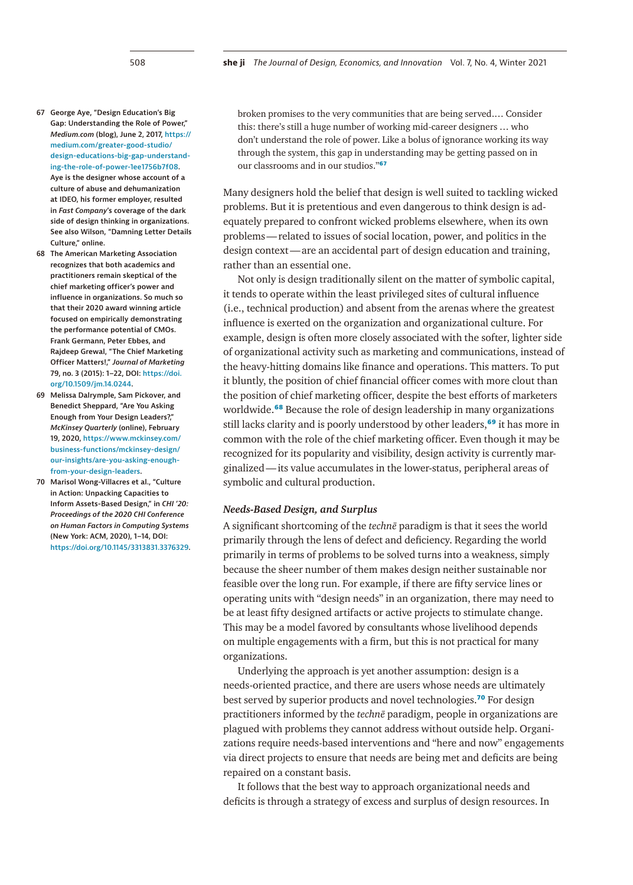broken promises to the very communities that are being served.… Consider this: there's still a huge number of working mid-career designers … who don't understand the role of power. Like a bolus of ignorance working its way through the system, this gap in understanding may be getting passed on in our classrooms and in our studios."[67]

Many designers hold the belief that design is well suited to tackling wicked problems. But it is pretentious and even dangerous to think design is adequately prepared to confront wicked problems elsewhere, when its own problems—related to issues of social location, power, and politics in the design context—are an accidental part of design education and training, rather than an essential one.

Not only is design traditionally silent on the matter of symbolic capital, it tends to operate within the least privileged sites of cultural influence (i.e., technical production) and absent from the arenas where the greatest influence is exerted on the organization and organizational culture. For example, design is often more closely associated with the softer, lighter side of organizational activity such as marketing and communications, instead of the heavy-hitting domains like finance and operations. This matters. To put it bluntly, the position of chief financial officer comes with more clout than the position of chief marketing officer, despite the best efforts of marketers worldwide.[68] Because the role of design leadership in many organizations still lacks clarity and is poorly understood by other leaders,[69] it has more in common with the role of the chief marketing officer. Even though it may be recognized for its popularity and visibility, design activity is currently marginalized—its value accumulates in the lower-status, peripheral areas of symbolic and cultural production.

### *Needs-Based Design, and Surplus*

A significant shortcoming of the *technē* paradigm is that it sees the world primarily through the lens of defect and deficiency. Regarding the world primarily in terms of problems to be solved turns into a weakness, simply because the sheer number of them makes design neither sustainable nor feasible over the long run. For example, if there are fifty service lines or operating units with "design needs" in an organization, there may need to be at least fifty designed artifacts or active projects to stimulate change. This may be a model favored by consultants whose livelihood depends on multiple engagements with a firm, but this is not practical for many organizations.

Underlying the approach is yet another assumption: design is a needs-oriented practice, and there are users whose needs are ultimately best served by superior products and novel technologies.[70] For design practitioners informed by the *technē* paradigm, people in organizations are plagued with problems they cannot address without outside help. Organizations require needs-based interventions and "here and now" engagements via direct projects to ensure that needs are being met and deficits are being repaired on a constant basis.

It follows that the best way to approach organizational needs and deficits is through a strategy of excess and surplus of design resources. In

---

67 George Aye, "Design Education's Big Gap: Understanding the Role of Power," *Medium.com* (blog), June 2, 2017, https://medium.com/greater-good-studio/design-educations-big-gap-understanding-the-role-of-power-1ee1756b7f08. Aye is the designer whose account of a culture of abuse and dehumanization at IDEO, his former employer, resulted in *Fast Company*'s coverage of the dark side of design thinking in organizations. See also Wilson, "Damning Letter Details Culture," online.

68 The American Marketing Association recognizes that both academics and practitioners remain skeptical of the chief marketing officer's power and influence in organizations. So much so that their 2020 award winning article focused on empirically demonstrating the performance potential of CMOs. Frank Germann, Peter Ebbes, and Rajdeep Grewal, "The Chief Marketing Officer Matters!," *Journal of Marketing* 79, no. 3 (2015): 1–22, DOI: https://doi.org/10.1509/jm.14.0244.

69 Melissa Dalrymple, Sam Pickover, and Benedict Sheppard, "Are You Asking Enough from Your Design Leaders?," *McKinsey Quarterly* (online), February 19, 2020, https://www.mckinsey.com/business-functions/mckinsey-design/our-insights/are-you-asking-enough-from-your-design-leaders.

70 Marisol Wong-Villacres et al., "Culture in Action: Unpacking Capacities to Inform Assets-Based Design," in *CHI '20: Proceedings of the 2020 CHI Conference on Human Factors in Computing Systems* (New York: ACM, 2020), 1–14, DOI: https://doi.org/10.1145/3313831.3376329.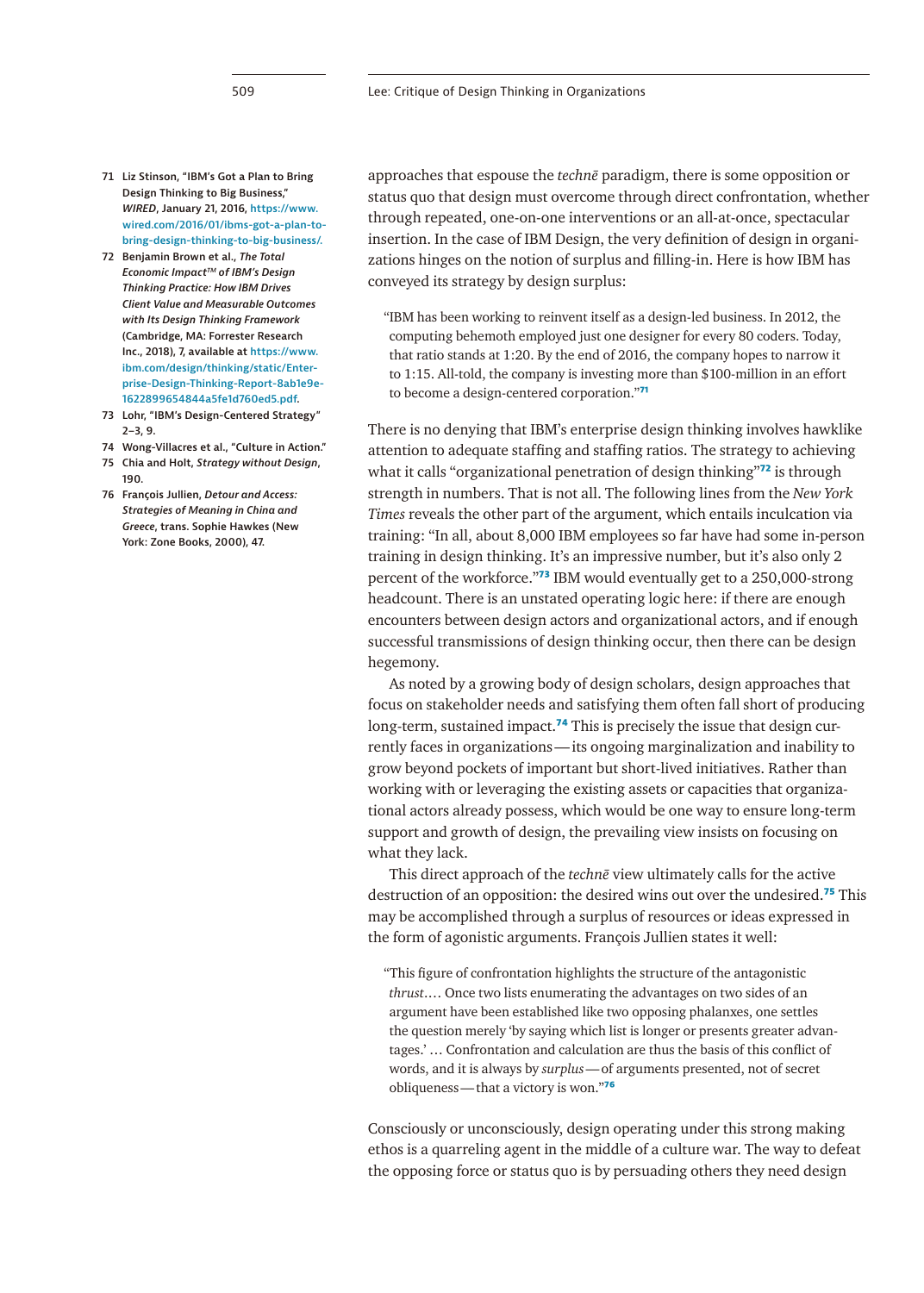approaches that espouse the *technē* paradigm, there is some opposition or status quo that design must overcome through direct confrontation, whether through repeated, one-on-one interventions or an all-at-once, spectacular insertion. In the case of IBM Design, the very definition of design in organizations hinges on the notion of surplus and filling-in. Here is how IBM has conveyed its strategy by design surplus:

> "IBM has been working to reinvent itself as a design-led business. In 2012, the computing behemoth employed just one designer for every 80 coders. Today, that ratio stands at 1:20. By the end of 2016, the company hopes to narrow it to 1:15. All-told, the company is investing more than $100-million in an effort to become a design-centered corporation."[71]

There is no denying that IBM's enterprise design thinking involves hawklike attention to adequate staffing and staffing ratios. The strategy to achieving what it calls "organizational penetration of design thinking"[72] is through strength in numbers. That is not all. The following lines from the *New York Times* reveals the other part of the argument, which entails inculcation via training: "In all, about 8,000 IBM employees so far have had some in-person training in design thinking. It's an impressive number, but it's also only 2 percent of the workforce."[73] IBM would eventually get to a 250,000-strong headcount. There is an unstated operating logic here: if there are enough encounters between design actors and organizational actors, and if enough successful transmissions of design thinking occur, then there can be design hegemony.

As noted by a growing body of design scholars, design approaches that focus on stakeholder needs and satisfying them often fall short of producing long-term, sustained impact.[74] This is precisely the issue that design currently faces in organizations—its ongoing marginalization and inability to grow beyond pockets of important but short-lived initiatives. Rather than working with or leveraging the existing assets or capacities that organizational actors already possess, which would be one way to ensure long-term support and growth of design, the prevailing view insists on focusing on what they lack.

This direct approach of the *technē* view ultimately calls for the active destruction of an opposition: the desired wins out over the undesired.[75] This may be accomplished through a surplus of resources or ideas expressed in the form of agonistic arguments. François Jullien states it well:

> "This figure of confrontation highlights the structure of the antagonistic *thrust*.… Once two lists enumerating the advantages on two sides of an argument have been established like two opposing phalanxes, one settles the question merely 'by saying which list is longer or presents greater advantages.' … Confrontation and calculation are thus the basis of this conflict of words, and it is always by *surplus*—of arguments presented, not of secret obliqueness—that a victory is won."[76]

Consciously or unconsciously, design operating under this strong making ethos is a quarreling agent in the middle of a culture war. The way to defeat the opposing force or status quo is by persuading others they need design

---

71 Liz Stinson, "IBM's Got a Plan to Bring Design Thinking to Big Business," *WIRED*, January 21, 2016, https://www.wired.com/2016/01/ibms-got-a-plan-to-bring-design-thinking-to-big-business/.

72 Benjamin Brown et al., *The Total Economic Impact™ of IBM's Design Thinking Practice: How IBM Drives Client Value and Measurable Outcomes with Its Design Thinking Framework* (Cambridge, MA: Forrester Research Inc., 2018), 7, available at https://www.ibm.com/design/thinking/static/Enterprise-Design-Thinking-Report-8ab1e9e-1622899654844a5fe1d760ed5.pdf.

73 Lohr, "IBM's Design-Centered Strategy" 2–3, 9.

74 Wong-Villacres et al., "Culture in Action."

75 Chia and Holt, *Strategy without Design*, 190.

76 François Jullien, *Detour and Access: Strategies of Meaning in China and Greece*, trans. Sophie Hawkes (New York: Zone Books, 2000), 47.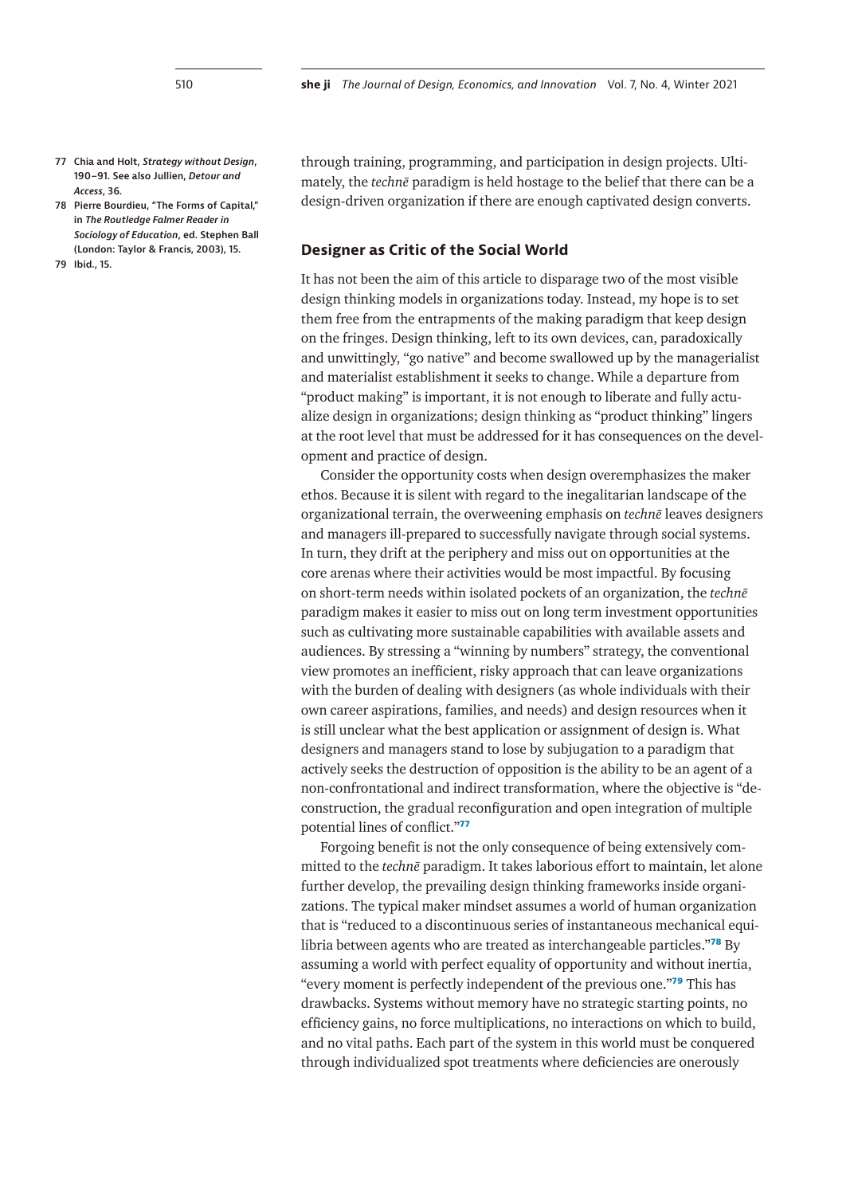through training, programming, and participation in design projects. Ultimately, the *technē* paradigm is held hostage to the belief that there can be a design-driven organization if there are enough captivated design converts.

## Designer as Critic of the Social World

It has not been the aim of this article to disparage two of the most visible design thinking models in organizations today. Instead, my hope is to set them free from the entrapments of the making paradigm that keep design on the fringes. Design thinking, left to its own devices, can, paradoxically and unwittingly, "go native" and become swallowed up by the managerialist and materialist establishment it seeks to change. While a departure from "product making" is important, it is not enough to liberate and fully actualize design in organizations; design thinking as "product thinking" lingers at the root level that must be addressed for it has consequences on the development and practice of design.

Consider the opportunity costs when design overemphasizes the maker ethos. Because it is silent with regard to the inegalitarian landscape of the organizational terrain, the overweening emphasis on *technē* leaves designers and managers ill-prepared to successfully navigate through social systems. In turn, they drift at the periphery and miss out on opportunities at the core arenas where their activities would be most impactful. By focusing on short-term needs within isolated pockets of an organization, the *technē* paradigm makes it easier to miss out on long term investment opportunities such as cultivating more sustainable capabilities with available assets and audiences. By stressing a "winning by numbers" strategy, the conventional view promotes an inefficient, risky approach that can leave organizations with the burden of dealing with designers (as whole individuals with their own career aspirations, families, and needs) and design resources when it is still unclear what the best application or assignment of design is. What designers and managers stand to lose by subjugation to a paradigm that actively seeks the destruction of opposition is the ability to be an agent of a non-confrontational and indirect transformation, where the objective is "deconstruction, the gradual reconfiguration and open integration of multiple potential lines of conflict."[77]

Forgoing benefit is not the only consequence of being extensively committed to the *technē* paradigm. It takes laborious effort to maintain, let alone further develop, the prevailing design thinking frameworks inside organizations. The typical maker mindset assumes a world of human organization that is "reduced to a discontinuous series of instantaneous mechanical equilibria between agents who are treated as interchangeable particles."[78] By assuming a world with perfect equality of opportunity and without inertia, "every moment is perfectly independent of the previous one."[79] This has drawbacks. Systems without memory have no strategic starting points, no efficiency gains, no force multiplications, no interactions on which to build, and no vital paths. Each part of the system in this world must be conquered through individualized spot treatments where deficiencies are onerously

77 Chia and Holt, *Strategy without Design*, 190–91. See also Jullien, *Detour and Access*, 36.

78 Pierre Bourdieu, "The Forms of Capital," in *The Routledge Falmer Reader in Sociology of Education*, ed. Stephen Ball (London: Taylor & Francis, 2003), 15.

79 Ibid., 15.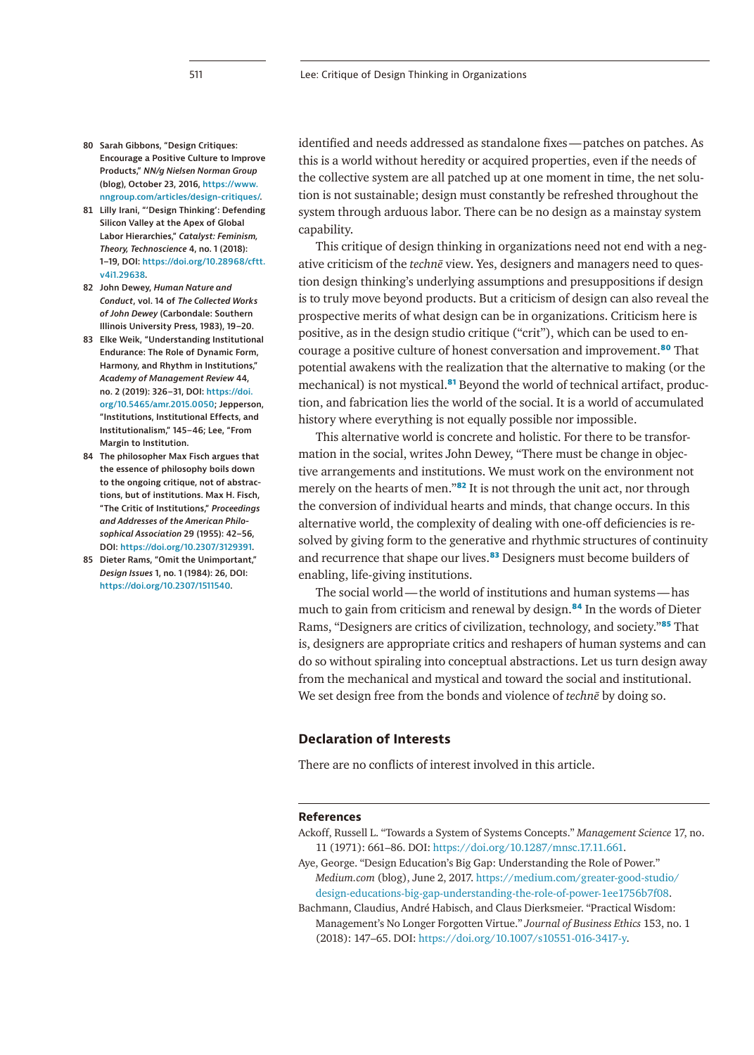identified and needs addressed as standalone fixes—patches on patches. As this is a world without heredity or acquired properties, even if the needs of the collective system are all patched up at one moment in time, the net solution is not sustainable; design must constantly be refreshed throughout the system through arduous labor. There can be no design as a mainstay system capability.

This critique of design thinking in organizations need not end with a negative criticism of the *technē* view. Yes, designers and managers need to question design thinking's underlying assumptions and presuppositions if design is to truly move beyond products. But a criticism of design can also reveal the prospective merits of what design can be in organizations. Criticism here is positive, as in the design studio critique ("crit"), which can be used to encourage a positive culture of honest conversation and improvement.[80] That potential awakens with the realization that the alternative to making (or the mechanical) is not mystical.[81] Beyond the world of technical artifact, production, and fabrication lies the world of the social. It is a world of accumulated history where everything is not equally possible nor impossible.

This alternative world is concrete and holistic. For there to be transformation in the social, writes John Dewey, "There must be change in objective arrangements and institutions. We must work on the environment not merely on the hearts of men."[82] It is not through the unit act, nor through the conversion of individual hearts and minds, that change occurs. In this alternative world, the complexity of dealing with one-off deficiencies is resolved by giving form to the generative and rhythmic structures of continuity and recurrence that shape our lives.[83] Designers must become builders of enabling, life-giving institutions.

The social world—the world of institutions and human systems—has much to gain from criticism and renewal by design.[84] In the words of Dieter Rams, "Designers are critics of civilization, technology, and society."[85] That is, designers are appropriate critics and reshapers of human systems and can do so without spiraling into conceptual abstractions. Let us turn design away from the mechanical and mystical and toward the social and institutional. We set design free from the bonds and violence of *technē* by doing so.

## Declaration of Interests

There are no conflicts of interest involved in this article.

---

80 Sarah Gibbons, "Design Critiques: Encourage a Positive Culture to Improve Products," *NN/g Nielsen Norman Group* (blog), October 23, 2016, https://www.nngroup.com/articles/design-critiques/.

81 Lilly Irani, "'Design Thinking': Defending Silicon Valley at the Apex of Global Labor Hierarchies," *Catalyst: Feminism, Theory, Technoscience* 4, no. 1 (2018): 1–19, DOI: https://doi.org/10.28968/cftt.v4i1.29638.

82 John Dewey, *Human Nature and Conduct*, vol. 14 of *The Collected Works of John Dewey* (Carbondale: Southern Illinois University Press, 1983), 19–20.

83 Elke Weik, "Understanding Institutional Endurance: The Role of Dynamic Form, Harmony, and Rhythm in Institutions," *Academy of Management Review* 44, no. 2 (2019): 326–31, DOI: https://doi.org/10.5465/amr.2015.0050; Jepperson, "Institutions, Institutional Effects, and Institutionalism," 145–46; Lee, "From Margin to Institution.

84 The philosopher Max Fisch argues that the essence of philosophy boils down to the ongoing critique, not of abstractions, but of institutions. Max H. Fisch, "The Critic of Institutions," *Proceedings and Addresses of the American Philosophical Association* 29 (1955): 42–56, DOI: https://doi.org/10.2307/3129391.

85 Dieter Rams, "Omit the Unimportant," *Design Issues* 1, no. 1 (1984): 26, DOI: https://doi.org/10.2307/1511540.

## References

Ackoff, Russell L. "Towards a System of Systems Concepts." *Management Science* 17, no. 11 (1971): 661–86. DOI: https://doi.org/10.1287/mnsc.17.11.661.

Aye, George. "Design Education's Big Gap: Understanding the Role of Power." *Medium.com* (blog), June 2, 2017. https://medium.com/greater-good-studio/design-educations-big-gap-understanding-the-role-of-power-1ee1756b7f08.

Bachmann, Claudius, André Habisch, and Claus Dierksmeier. "Practical Wisdom: Management's No Longer Forgotten Virtue." *Journal of Business Ethics* 153, no. 1 (2018): 147–65. DOI: https://doi.org/10.1007/s10551-016-3417-y.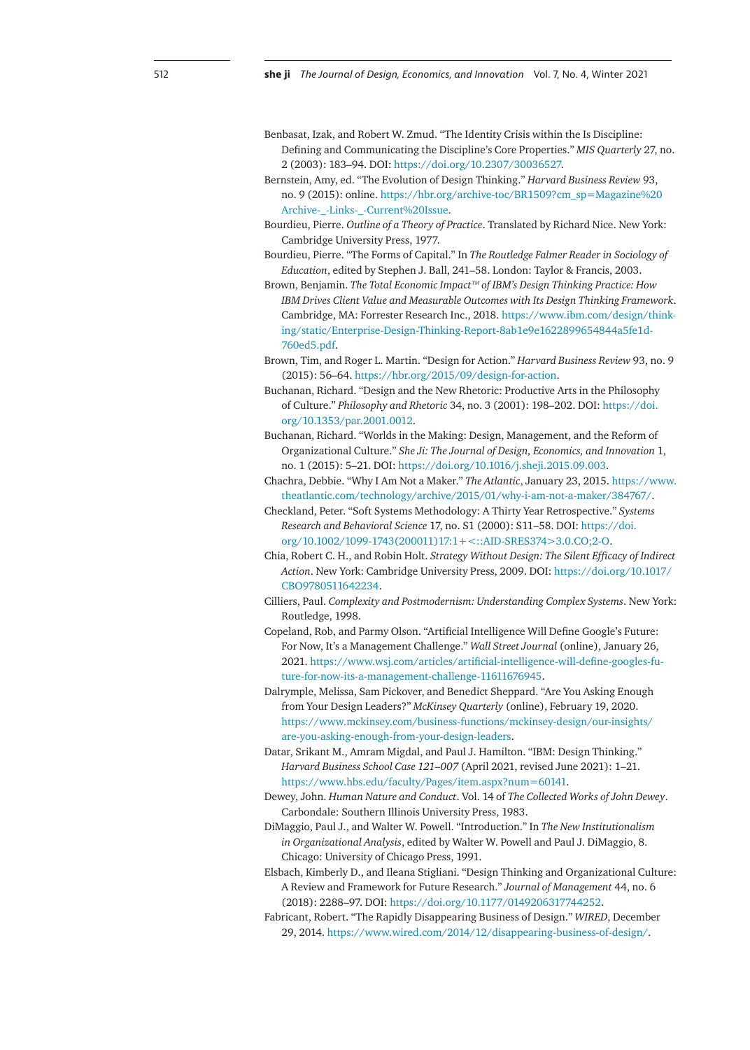Benbasat, Izak, and Robert W. Zmud. "The Identity Crisis within the Is Discipline: Defining and Communicating the Discipline's Core Properties." *MIS Quarterly* 27, no. 2 (2003): 183–94. DOI: https://doi.org/10.2307/30036527.

Bernstein, Amy, ed. "The Evolution of Design Thinking." *Harvard Business Review* 93, no. 9 (2015): online. https://hbr.org/archive-toc/BR1509?cm_sp=Magazine%20Archive-_-Links-_-Current%20Issue.

Bourdieu, Pierre. *Outline of a Theory of Practice*. Translated by Richard Nice. New York: Cambridge University Press, 1977.

Bourdieu, Pierre. "The Forms of Capital." In *The Routledge Falmer Reader in Sociology of Education*, edited by Stephen J. Ball, 241–58. London: Taylor & Francis, 2003.

Brown, Benjamin. *The Total Economic Impact™ of IBM's Design Thinking Practice: How IBM Drives Client Value and Measurable Outcomes with Its Design Thinking Framework*. Cambridge, MA: Forrester Research Inc., 2018. https://www.ibm.com/design/thinking/static/Enterprise-Design-Thinking-Report-8ab1e9e1622899654844a5fe1d760ed5.pdf.

Brown, Tim, and Roger L. Martin. "Design for Action." *Harvard Business Review* 93, no. 9 (2015): 56–64. https://hbr.org/2015/09/design-for-action.

Buchanan, Richard. "Design and the New Rhetoric: Productive Arts in the Philosophy of Culture." *Philosophy and Rhetoric* 34, no. 3 (2001): 198–202. DOI: https://doi.org/10.1353/par.2001.0012.

Buchanan, Richard. "Worlds in the Making: Design, Management, and the Reform of Organizational Culture." *She Ji: The Journal of Design, Economics, and Innovation* 1, no. 1 (2015): 5–21. DOI: https://doi.org/10.1016/j.sheji.2015.09.003.

Chachra, Debbie. "Why I Am Not a Maker." *The Atlantic*, January 23, 2015. https://www.theatlantic.com/technology/archive/2015/01/why-i-am-not-a-maker/384767/.

Checkland, Peter. "Soft Systems Methodology: A Thirty Year Retrospective." *Systems Research and Behavioral Science* 17, no. S1 (2000): S11–58. DOI: https://doi.org/10.1002/1099-1743(200011)17:1+<::AID-SRES374>3.0.CO;2-O.

Chia, Robert C. H., and Robin Holt. *Strategy Without Design: The Silent Efficacy of Indirect Action*. New York: Cambridge University Press, 2009. DOI: https://doi.org/10.1017/CBO9780511642234.

Cilliers, Paul. *Complexity and Postmodernism: Understanding Complex Systems*. New York: Routledge, 1998.

Copeland, Rob, and Parmy Olson. "Artificial Intelligence Will Define Google's Future: For Now, It's a Management Challenge." *Wall Street Journal* (online), January 26, 2021. https://www.wsj.com/articles/artificial-intelligence-will-define-googles-future-for-now-its-a-management-challenge-11611676945.

Dalrymple, Melissa, Sam Pickover, and Benedict Sheppard. "Are You Asking Enough from Your Design Leaders?" *McKinsey Quarterly* (online), February 19, 2020. https://www.mckinsey.com/business-functions/mckinsey-design/our-insights/are-you-asking-enough-from-your-design-leaders.

Datar, Srikant M., Amram Migdal, and Paul J. Hamilton. "IBM: Design Thinking." *Harvard Business School Case 121–007* (April 2021, revised June 2021): 1–21. https://www.hbs.edu/faculty/Pages/item.aspx?num=60141.

Dewey, John. *Human Nature and Conduct*. Vol. 14 of *The Collected Works of John Dewey*. Carbondale: Southern Illinois University Press, 1983.

DiMaggio, Paul J., and Walter W. Powell. "Introduction." In *The New Institutionalism in Organizational Analysis*, edited by Walter W. Powell and Paul J. DiMaggio, 8. Chicago: University of Chicago Press, 1991.

Elsbach, Kimberly D., and Ileana Stigliani. "Design Thinking and Organizational Culture: A Review and Framework for Future Research." *Journal of Management* 44, no. 6 (2018): 2288–97. DOI: https://doi.org/10.1177/0149206317744252.

Fabricant, Robert. "The Rapidly Disappearing Business of Design." *WIRED*, December 29, 2014. https://www.wired.com/2014/12/disappearing-business-of-design/.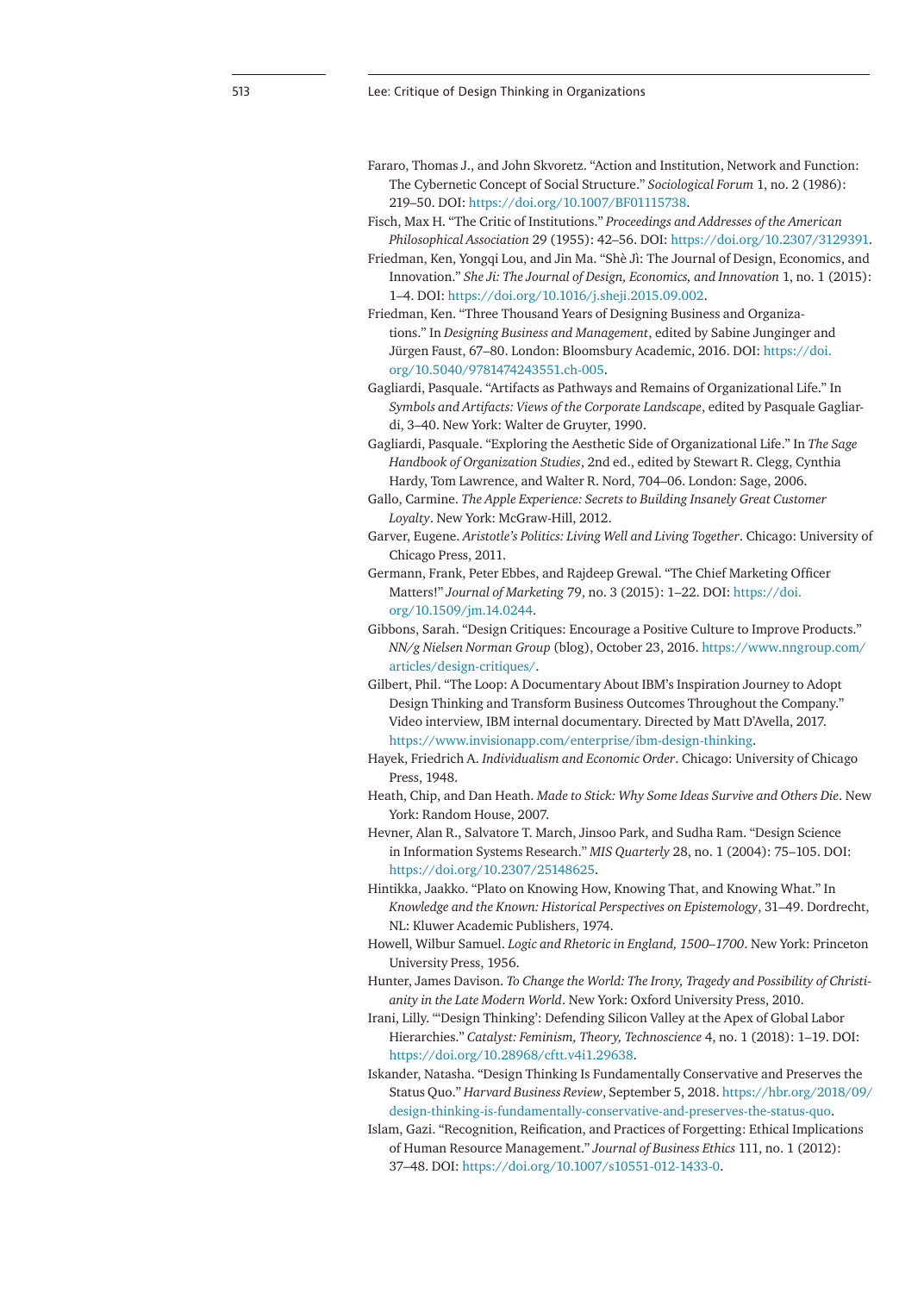Fararo, Thomas J., and John Skvoretz. "Action and Institution, Network and Function: The Cybernetic Concept of Social Structure." *Sociological Forum* 1, no. 2 (1986): 219–50. DOI: https://doi.org/10.1007/BF01115738.

Fisch, Max H. "The Critic of Institutions." *Proceedings and Addresses of the American Philosophical Association* 29 (1955): 42–56. DOI: https://doi.org/10.2307/3129391.

Friedman, Ken, Yongqi Lou, and Jin Ma. "Shè Jì: The Journal of Design, Economics, and Innovation." *She Ji: The Journal of Design, Economics, and Innovation* 1, no. 1 (2015): 1–4. DOI: https://doi.org/10.1016/j.sheji.2015.09.002.

Friedman, Ken. "Three Thousand Years of Designing Business and Organizations." In *Designing Business and Management*, edited by Sabine Junginger and Jürgen Faust, 67–80. London: Bloomsbury Academic, 2016. DOI: https://doi.org/10.5040/9781474243551.ch-005.

Gagliardi, Pasquale. "Artifacts as Pathways and Remains of Organizational Life." In *Symbols and Artifacts: Views of the Corporate Landscape*, edited by Pasquale Gagliardi, 3–40. New York: Walter de Gruyter, 1990.

Gagliardi, Pasquale. "Exploring the Aesthetic Side of Organizational Life." In *The Sage Handbook of Organization Studies*, 2nd ed., edited by Stewart R. Clegg, Cynthia Hardy, Tom Lawrence, and Walter R. Nord, 704–06. London: Sage, 2006.

Gallo, Carmine. *The Apple Experience: Secrets to Building Insanely Great Customer Loyalty*. New York: McGraw-Hill, 2012.

Garver, Eugene. *Aristotle's Politics: Living Well and Living Together*. Chicago: University of Chicago Press, 2011.

Germann, Frank, Peter Ebbes, and Rajdeep Grewal. "The Chief Marketing Officer Matters!" *Journal of Marketing* 79, no. 3 (2015): 1–22. DOI: https://doi.org/10.1509/jm.14.0244.

Gibbons, Sarah. "Design Critiques: Encourage a Positive Culture to Improve Products." *NN/g Nielsen Norman Group* (blog), October 23, 2016. https://www.nngroup.com/articles/design-critiques/.

Gilbert, Phil. "The Loop: A Documentary About IBM's Inspiration Journey to Adopt Design Thinking and Transform Business Outcomes Throughout the Company." Video interview, IBM internal documentary. Directed by Matt D'Avella, 2017. https://www.invisionapp.com/enterprise/ibm-design-thinking.

Hayek, Friedrich A. *Individualism and Economic Order*. Chicago: University of Chicago Press, 1948.

Heath, Chip, and Dan Heath. *Made to Stick: Why Some Ideas Survive and Others Die*. New York: Random House, 2007.

Hevner, Alan R., Salvatore T. March, Jinsoo Park, and Sudha Ram. "Design Science in Information Systems Research." *MIS Quarterly* 28, no. 1 (2004): 75–105. DOI: https://doi.org/10.2307/25148625.

Hintikka, Jaakko. "Plato on Knowing How, Knowing That, and Knowing What." In *Knowledge and the Known: Historical Perspectives on Epistemology*, 31–49. Dordrecht, NL: Kluwer Academic Publishers, 1974.

Howell, Wilbur Samuel. *Logic and Rhetoric in England, 1500–1700*. New York: Princeton University Press, 1956.

Hunter, James Davison. *To Change the World: The Irony, Tragedy and Possibility of Christianity in the Late Modern World*. New York: Oxford University Press, 2010.

Irani, Lilly. "'Design Thinking': Defending Silicon Valley at the Apex of Global Labor Hierarchies." *Catalyst: Feminism, Theory, Technoscience* 4, no. 1 (2018): 1–19. DOI: https://doi.org/10.28968/cftt.v4i1.29638.

Iskander, Natasha. "Design Thinking Is Fundamentally Conservative and Preserves the Status Quo." *Harvard Business Review*, September 5, 2018. https://hbr.org/2018/09/design-thinking-is-fundamentally-conservative-and-preserves-the-status-quo.

Islam, Gazi. "Recognition, Reification, and Practices of Forgetting: Ethical Implications of Human Resource Management." *Journal of Business Ethics* 111, no. 1 (2012): 37–48. DOI: https://doi.org/10.1007/s10551-012-1433-0.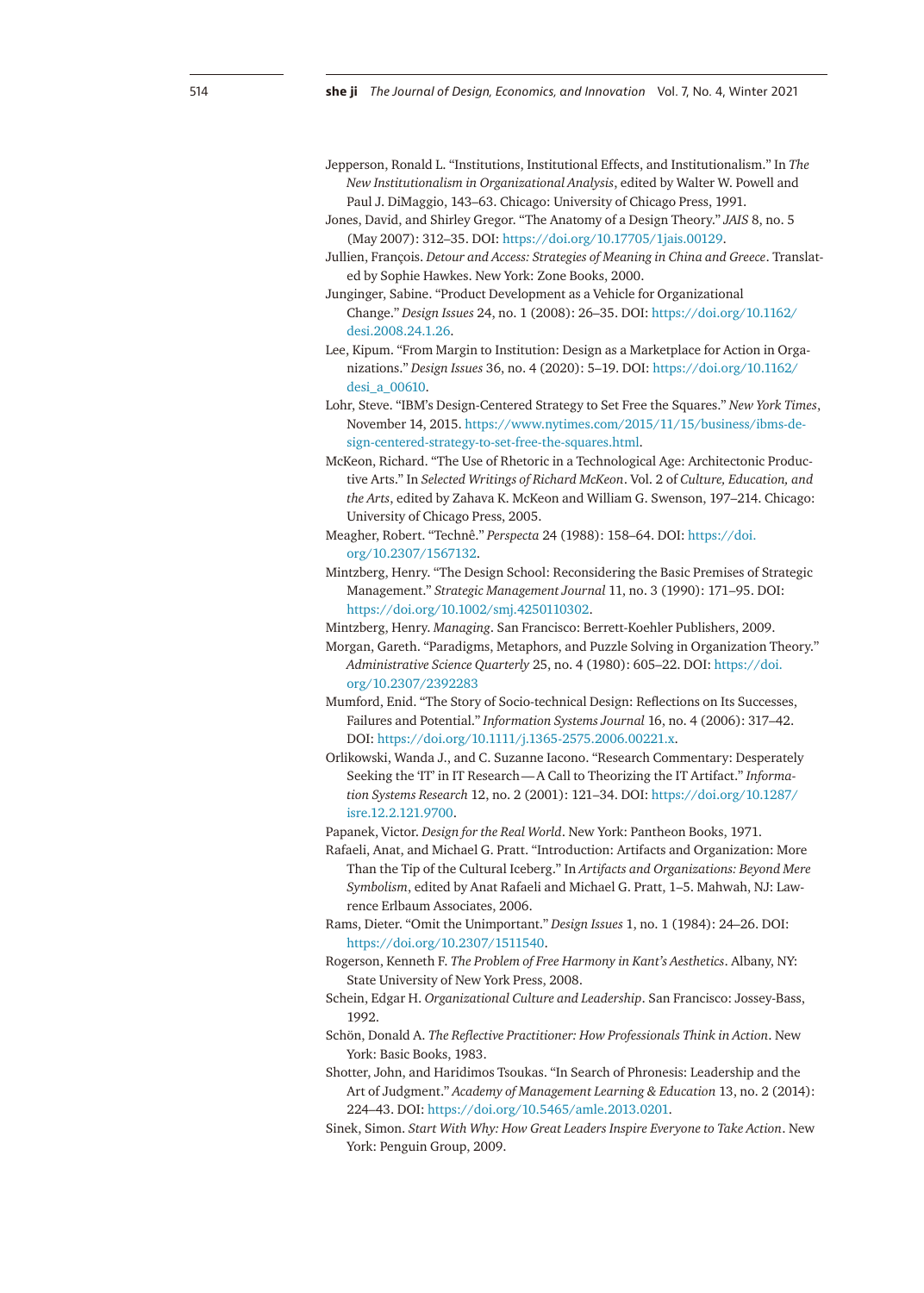Jepperson, Ronald L. “Institutions, Institutional Effects, and Institutionalism.” In *The New Institutionalism in Organizational Analysis*, edited by Walter W. Powell and Paul J. DiMaggio, 143–63. Chicago: University of Chicago Press, 1991.

Jones, David, and Shirley Gregor. “The Anatomy of a Design Theory.” *JAIS* 8, no. 5 (May 2007): 312–35. DOI: https://doi.org/10.17705/1jais.00129.

Jullien, François. *Detour and Access: Strategies of Meaning in China and Greece*. Translated by Sophie Hawkes. New York: Zone Books, 2000.

Junginger, Sabine. “Product Development as a Vehicle for Organizational Change.” *Design Issues* 24, no. 1 (2008): 26–35. DOI: https://doi.org/10.1162/desi.2008.24.1.26.

Lee, Kipum. “From Margin to Institution: Design as a Marketplace for Action in Organizations.” *Design Issues* 36, no. 4 (2020): 5–19. DOI: https://doi.org/10.1162/desi_a_00610.

Lohr, Steve. “IBM’s Design-Centered Strategy to Set Free the Squares.” *New York Times*, November 14, 2015. https://www.nytimes.com/2015/11/15/business/ibms-design-centered-strategy-to-set-free-the-squares.html.

McKeon, Richard. “The Use of Rhetoric in a Technological Age: Architectonic Productive Arts.” In *Selected Writings of Richard McKeon*. Vol. 2 of *Culture, Education, and the Arts*, edited by Zahava K. McKeon and William G. Swenson, 197–214. Chicago: University of Chicago Press, 2005.

Meagher, Robert. “Technê.” *Perspecta* 24 (1988): 158–64. DOI: https://doi.org/10.2307/1567132.

Mintzberg, Henry. “The Design School: Reconsidering the Basic Premises of Strategic Management.” *Strategic Management Journal* 11, no. 3 (1990): 171–95. DOI: https://doi.org/10.1002/smj.4250110302.

Mintzberg, Henry. *Managing*. San Francisco: Berrett-Koehler Publishers, 2009.

Morgan, Gareth. “Paradigms, Metaphors, and Puzzle Solving in Organization Theory.” *Administrative Science Quarterly* 25, no. 4 (1980): 605–22. DOI: https://doi.org/10.2307/2392283

Mumford, Enid. “The Story of Socio-technical Design: Reflections on Its Successes, Failures and Potential.” *Information Systems Journal* 16, no. 4 (2006): 317–42. DOI: https://doi.org/10.1111/j.1365-2575.2006.00221.x.

Orlikowski, Wanda J., and C. Suzanne Iacono. “Research Commentary: Desperately Seeking the ‘IT’ in IT Research—A Call to Theorizing the IT Artifact.” *Information Systems Research* 12, no. 2 (2001): 121–34. DOI: https://doi.org/10.1287/isre.12.2.121.9700.

Papanek, Victor. *Design for the Real World*. New York: Pantheon Books, 1971.

Rafaeli, Anat, and Michael G. Pratt. “Introduction: Artifacts and Organization: More Than the Tip of the Cultural Iceberg.” In *Artifacts and Organizations: Beyond Mere Symbolism*, edited by Anat Rafaeli and Michael G. Pratt, 1–5. Mahwah, NJ: Lawrence Erlbaum Associates, 2006.

Rams, Dieter. “Omit the Unimportant.” *Design Issues* 1, no. 1 (1984): 24–26. DOI: https://doi.org/10.2307/1511540.

Rogerson, Kenneth F. *The Problem of Free Harmony in Kant’s Aesthetics*. Albany, NY: State University of New York Press, 2008.

Schein, Edgar H. *Organizational Culture and Leadership*. San Francisco: Jossey-Bass, 1992.

Schön, Donald A. *The Reflective Practitioner: How Professionals Think in Action*. New York: Basic Books, 1983.

Shotter, John, and Haridimos Tsoukas. “In Search of Phronesis: Leadership and the Art of Judgment.” *Academy of Management Learning & Education* 13, no. 2 (2014): 224–43. DOI: https://doi.org/10.5465/amle.2013.0201.

Sinek, Simon. *Start With Why: How Great Leaders Inspire Everyone to Take Action*. New York: Penguin Group, 2009.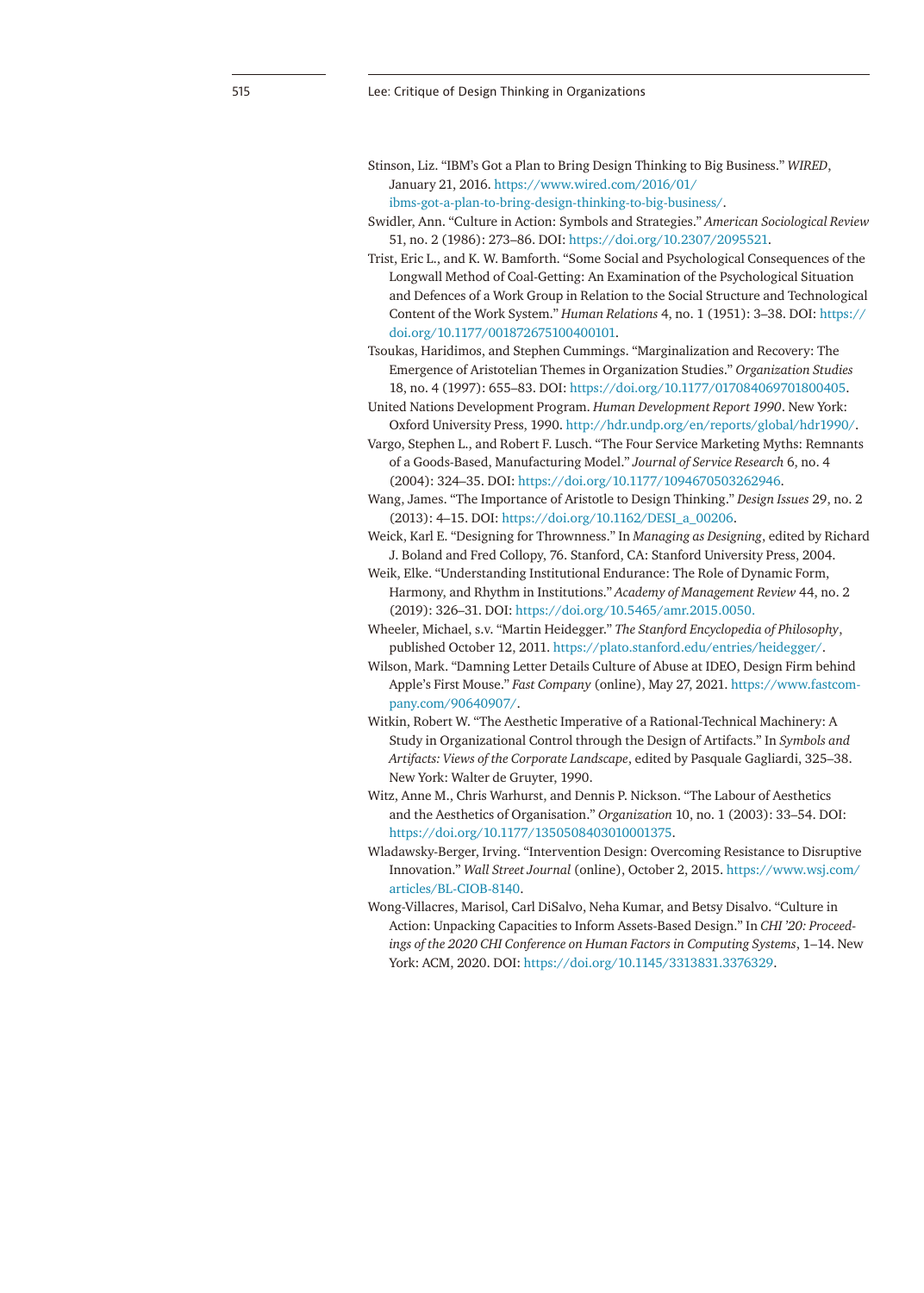Stinson, Liz. "IBM's Got a Plan to Bring Design Thinking to Big Business." *WIRED*, January 21, 2016. https://www.wired.com/2016/01/ibms-got-a-plan-to-bring-design-thinking-to-big-business/.

Swidler, Ann. "Culture in Action: Symbols and Strategies." *American Sociological Review* 51, no. 2 (1986): 273–86. DOI: https://doi.org/10.2307/2095521.

Trist, Eric L., and K. W. Bamforth. "Some Social and Psychological Consequences of the Longwall Method of Coal-Getting: An Examination of the Psychological Situation and Defences of a Work Group in Relation to the Social Structure and Technological Content of the Work System." *Human Relations* 4, no. 1 (1951): 3–38. DOI: https://doi.org/10.1177/001872675100400101.

Tsoukas, Haridimos, and Stephen Cummings. "Marginalization and Recovery: The Emergence of Aristotelian Themes in Organization Studies." *Organization Studies* 18, no. 4 (1997): 655–83. DOI: https://doi.org/10.1177/017084069701800405.

United Nations Development Program. *Human Development Report 1990*. New York: Oxford University Press, 1990. http://hdr.undp.org/en/reports/global/hdr1990/.

Vargo, Stephen L., and Robert F. Lusch. "The Four Service Marketing Myths: Remnants of a Goods-Based, Manufacturing Model." *Journal of Service Research* 6, no. 4 (2004): 324–35. DOI: https://doi.org/10.1177/1094670503262946.

Wang, James. "The Importance of Aristotle to Design Thinking." *Design Issues* 29, no. 2 (2013): 4–15. DOI: https://doi.org/10.1162/DESI_a_00206.

Weick, Karl E. "Designing for Thrownness." In *Managing as Designing*, edited by Richard J. Boland and Fred Collopy, 76. Stanford, CA: Stanford University Press, 2004.

Weik, Elke. "Understanding Institutional Endurance: The Role of Dynamic Form, Harmony, and Rhythm in Institutions." *Academy of Management Review* 44, no. 2 (2019): 326–31. DOI: https://doi.org/10.5465/amr.2015.0050.

Wheeler, Michael, s.v. "Martin Heidegger." *The Stanford Encyclopedia of Philosophy*, published October 12, 2011. https://plato.stanford.edu/entries/heidegger/.

Wilson, Mark. "Damning Letter Details Culture of Abuse at IDEO, Design Firm behind Apple's First Mouse." *Fast Company* (online), May 27, 2021. https://www.fastcompany.com/90640907/.

Witkin, Robert W. "The Aesthetic Imperative of a Rational-Technical Machinery: A Study in Organizational Control through the Design of Artifacts." In *Symbols and Artifacts: Views of the Corporate Landscape*, edited by Pasquale Gagliardi, 325–38. New York: Walter de Gruyter, 1990.

Witz, Anne M., Chris Warhurst, and Dennis P. Nickson. "The Labour of Aesthetics and the Aesthetics of Organisation." *Organization* 10, no. 1 (2003): 33–54. DOI: https://doi.org/10.1177/1350508403010001375.

Wladawsky-Berger, Irving. "Intervention Design: Overcoming Resistance to Disruptive Innovation." *Wall Street Journal* (online), October 2, 2015. https://www.wsj.com/articles/BL-CIOB-8140.

Wong-Villacres, Marisol, Carl DiSalvo, Neha Kumar, and Betsy Disalvo. "Culture in Action: Unpacking Capacities to Inform Assets-Based Design." In *CHI '20: Proceedings of the 2020 CHI Conference on Human Factors in Computing Systems*, 1–14. New York: ACM, 2020. DOI: https://doi.org/10.1145/3313831.3376329.